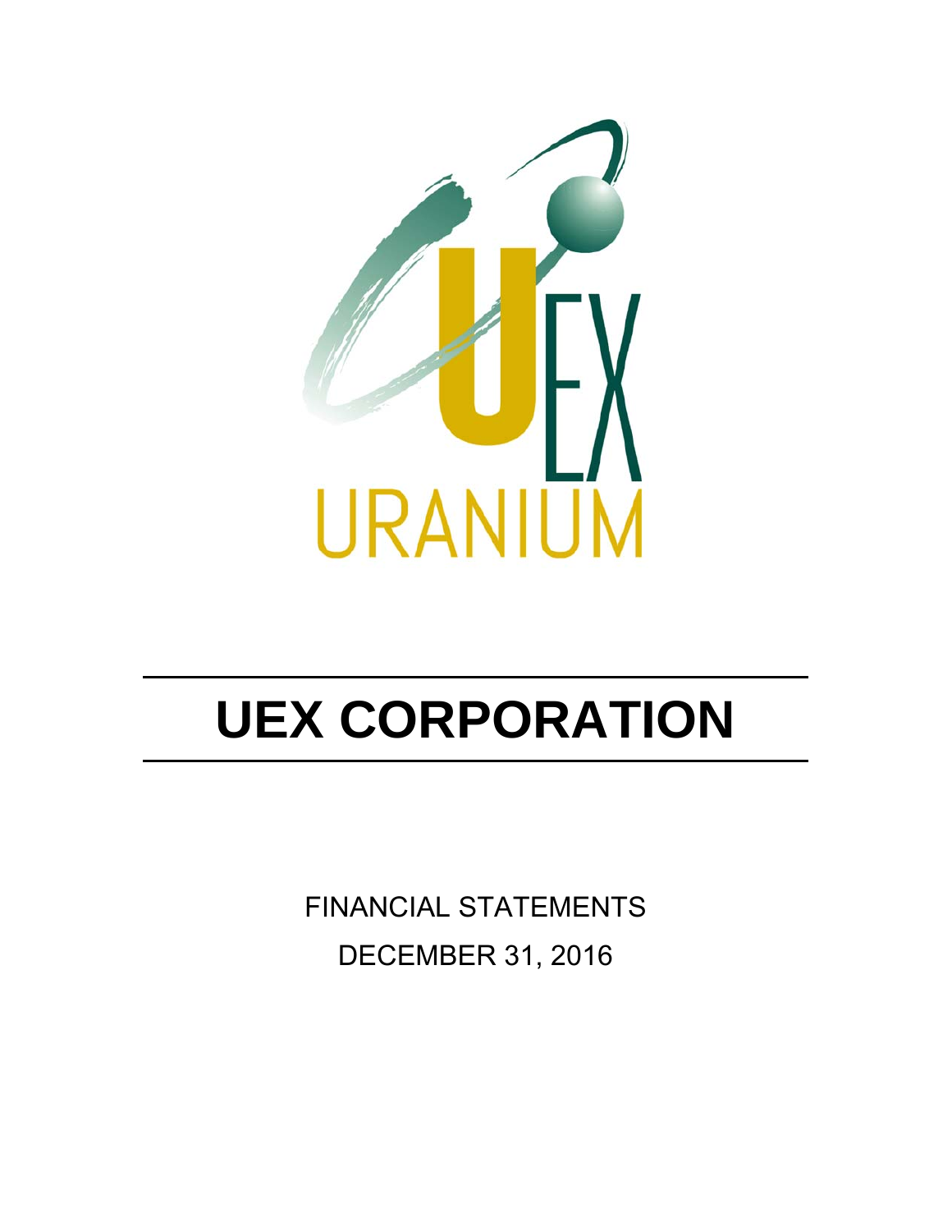# UEX CORPORATION

FINANCIAL STATEMENTS

DECEMBER 31, 2016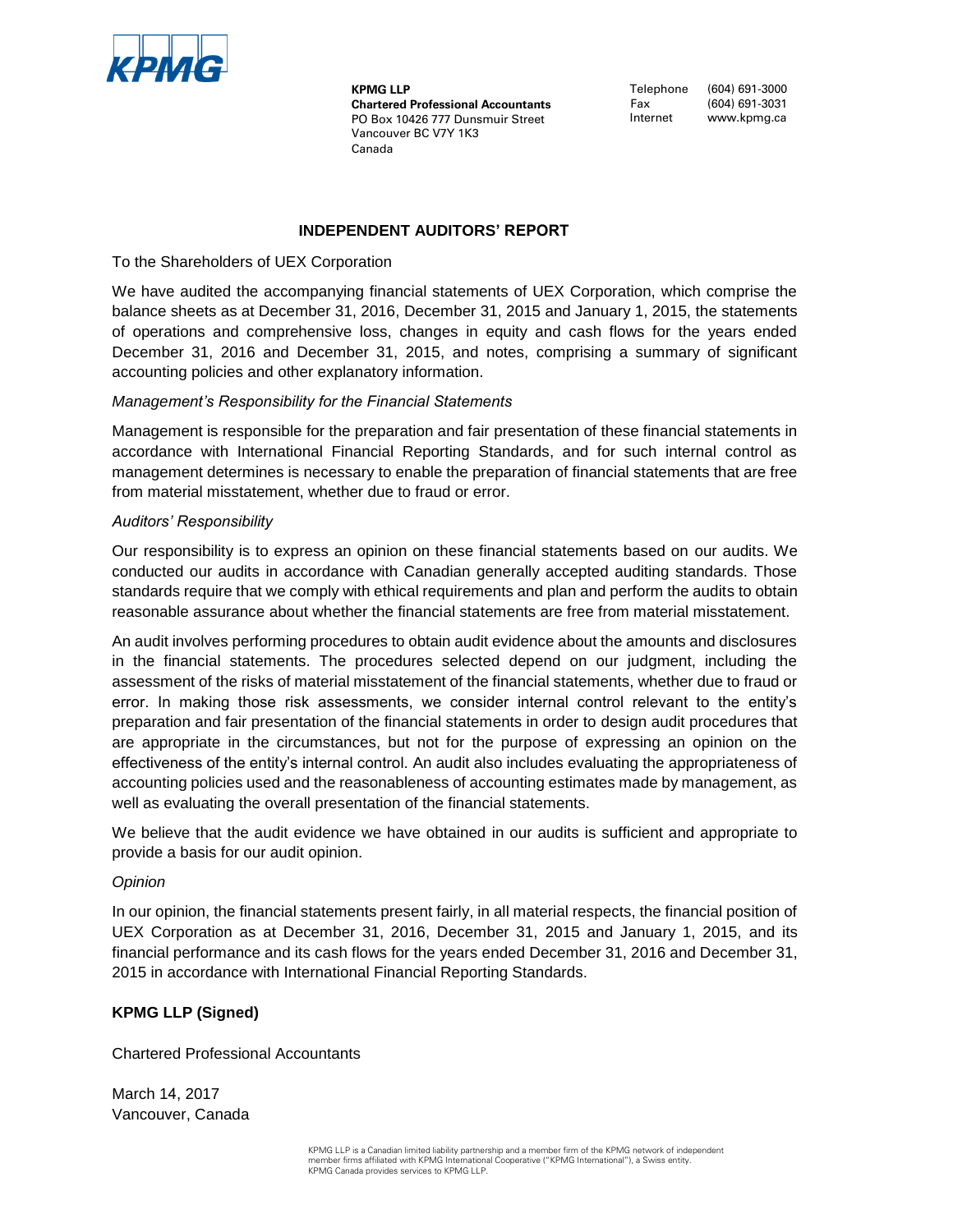KPMG

**KPMG LLP**
**Chartered Professional Accountants**
PO Box 10426 777 Dunsmuir Street
Vancouver BC V7Y 1K3
Canada

Telephone (604) 691-3000
Fax (604) 691-3031
Internet www.kpmg.ca

## INDEPENDENT AUDITORS' REPORT

To the Shareholders of UEX Corporation

We have audited the accompanying financial statements of UEX Corporation, which comprise the balance sheets as at December 31, 2016, December 31, 2015 and January 1, 2015, the statements of operations and comprehensive loss, changes in equity and cash flows for the years ended December 31, 2016 and December 31, 2015, and notes, comprising a summary of significant accounting policies and other explanatory information.

*Management's Responsibility for the Financial Statements*

Management is responsible for the preparation and fair presentation of these financial statements in accordance with International Financial Reporting Standards, and for such internal control as management determines is necessary to enable the preparation of financial statements that are free from material misstatement, whether due to fraud or error.

*Auditors' Responsibility*

Our responsibility is to express an opinion on these financial statements based on our audits. We conducted our audits in accordance with Canadian generally accepted auditing standards. Those standards require that we comply with ethical requirements and plan and perform the audits to obtain reasonable assurance about whether the financial statements are free from material misstatement.

An audit involves performing procedures to obtain audit evidence about the amounts and disclosures in the financial statements. The procedures selected depend on our judgment, including the assessment of the risks of material misstatement of the financial statements, whether due to fraud or error. In making those risk assessments, we consider internal control relevant to the entity's preparation and fair presentation of the financial statements in order to design audit procedures that are appropriate in the circumstances, but not for the purpose of expressing an opinion on the effectiveness of the entity's internal control. An audit also includes evaluating the appropriateness of accounting policies used and the reasonableness of accounting estimates made by management, as well as evaluating the overall presentation of the financial statements.

We believe that the audit evidence we have obtained in our audits is sufficient and appropriate to provide a basis for our audit opinion.

*Opinion*

In our opinion, the financial statements present fairly, in all material respects, the financial position of UEX Corporation as at December 31, 2016, December 31, 2015 and January 1, 2015, and its financial performance and its cash flows for the years ended December 31, 2016 and December 31, 2015 in accordance with International Financial Reporting Standards.

**KPMG LLP (Signed)**

Chartered Professional Accountants

March 14, 2017
Vancouver, Canada

KPMG LLP is a Canadian limited liability partnership and a member firm of the KPMG network of independent member firms affiliated with KPMG International Cooperative ("KPMG International"), a Swiss entity. KPMG Canada provides services to KPMG LLP.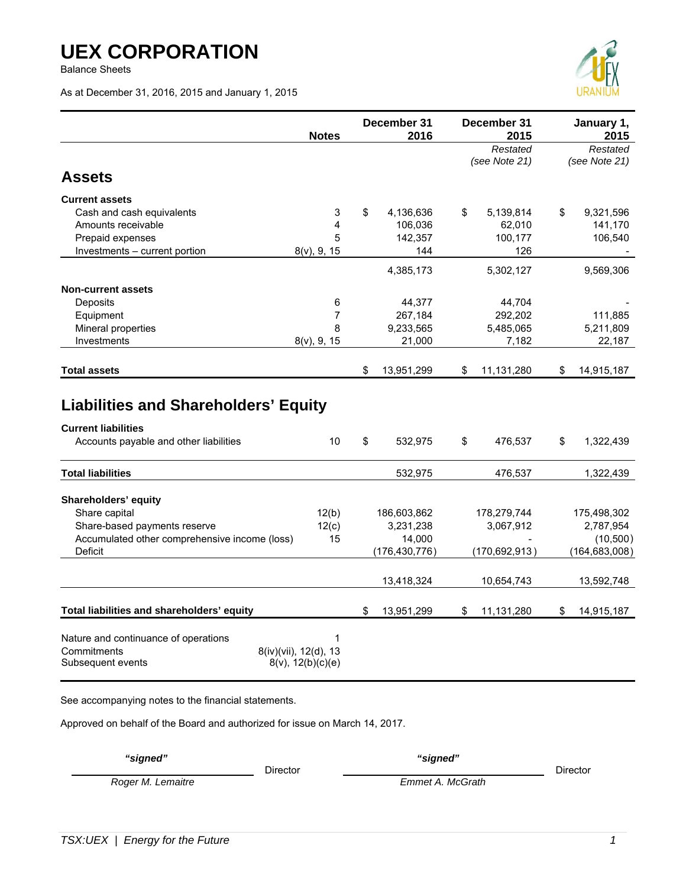# UEX CORPORATION

Balance Sheets

As at December 31, 2016, 2015 and January 1, 2015

| | Notes | December 31 2016 | December 31 2015 | January 1, 2015 |
|---|---|---|---|---|
| | | | *Restated (see Note 21)* | *Restated (see Note 21)* |
| **Assets** | | | | |
| **Current assets** | | | | |
| Cash and cash equivalents | 3 | $ 4,136,636 | $ 5,139,814 | $ 9,321,596 |
| Amounts receivable | 4 | 106,036 | 62,010 | 141,170 |
| Prepaid expenses | 5 | 142,357 | 100,177 | 106,540 |
| Investments – current portion | 8(v), 9, 15 | 144 | 126 | - |
| | | 4,385,173 | 5,302,127 | 9,569,306 |
| **Non-current assets** | | | | |
| Deposits | 6 | 44,377 | 44,704 | - |
| Equipment | 7 | 267,184 | 292,202 | 111,885 |
| Mineral properties | 8 | 9,233,565 | 5,485,065 | 5,211,809 |
| Investments | 8(v), 9, 15 | 21,000 | 7,182 | 22,187 |
| **Total assets** | | $ 13,951,299 | $ 11,131,280 | $ 14,915,187 |
| **Liabilities and Shareholders' Equity** | | | | |
| **Current liabilities** | | | | |
| Accounts payable and other liabilities | 10 | $ 532,975 | $ 476,537 | $ 1,322,439 |
| **Total liabilities** | | 532,975 | 476,537 | 1,322,439 |
| **Shareholders' equity** | | | | |
| Share capital | 12(b) | 186,603,862 | 178,279,744 | 175,498,302 |
| Share-based payments reserve | 12(c) | 3,231,238 | 3,067,912 | 2,787,954 |
| Accumulated other comprehensive income (loss) | 15 | 14,000 | - | (10,500) |
| Deficit | | (176,430,776) | (170,692,913) | (164,683,008) |
| | | 13,418,324 | 10,654,743 | 13,592,748 |
| **Total liabilities and shareholders' equity** | | $ 13,951,299 | $ 11,131,280 | $ 14,915,187 |

| | |
|---|---|
| Nature and continuance of operations | 1 |
| Commitments | 8(iv)(vii), 12(d), 13 |
| Subsequent events | 8(v), 12(b)(c)(e) |

See accompanying notes to the financial statements.

Approved on behalf of the Board and authorized for issue on March 14, 2017.

| *"signed"* | | *"signed"* | |
|---|---|---|---|
| *Roger M. Lemaitre* | Director | *Emmet A. McGrath* | Director |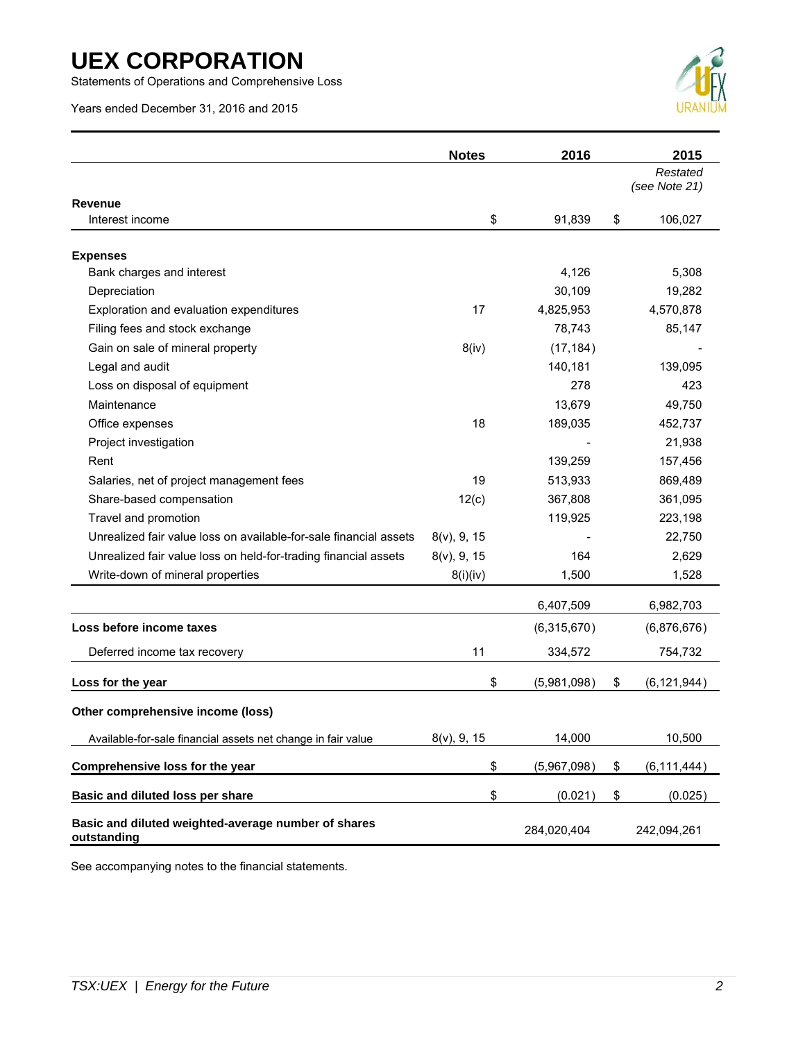# UEX CORPORATION

Statements of Operations and Comprehensive Loss

Years ended December 31, 2016 and 2015

| | Notes | 2016 | 2015 |
|---|---|---|---|
| | | | *Restated (see Note 21)* |
| **Revenue** | | | |
| Interest income | | $ 91,839 | $ 106,027 |
| **Expenses** | | | |
| Bank charges and interest | | 4,126 | 5,308 |
| Depreciation | | 30,109 | 19,282 |
| Exploration and evaluation expenditures | 17 | 4,825,953 | 4,570,878 |
| Filing fees and stock exchange | | 78,743 | 85,147 |
| Gain on sale of mineral property | 8(iv) | (17,184) | - |
| Legal and audit | | 140,181 | 139,095 |
| Loss on disposal of equipment | | 278 | 423 |
| Maintenance | | 13,679 | 49,750 |
| Office expenses | 18 | 189,035 | 452,737 |
| Project investigation | | - | 21,938 |
| Rent | | 139,259 | 157,456 |
| Salaries, net of project management fees | 19 | 513,933 | 869,489 |
| Share-based compensation | 12(c) | 367,808 | 361,095 |
| Travel and promotion | | 119,925 | 223,198 |
| Unrealized fair value loss on available-for-sale financial assets | 8(v), 9, 15 | - | 22,750 |
| Unrealized fair value loss on held-for-trading financial assets | 8(v), 9, 15 | 164 | 2,629 |
| Write-down of mineral properties | 8(i)(iv) | 1,500 | 1,528 |
| | | 6,407,509 | 6,982,703 |
| **Loss before income taxes** | | (6,315,670) | (6,876,676) |
| Deferred income tax recovery | 11 | 334,572 | 754,732 |
| **Loss for the year** | | $ (5,981,098) | $ (6,121,944) |
| **Other comprehensive income (loss)** | | | |
| Available-for-sale financial assets net change in fair value | 8(v), 9, 15 | 14,000 | 10,500 |
| **Comprehensive loss for the year** | | $ (5,967,098) | $ (6,111,444) |
| **Basic and diluted loss per share** | | $ (0.021) | $ (0.025) |
| **Basic and diluted weighted-average number of shares outstanding** | | 284,020,404 | 242,094,261 |

See accompanying notes to the financial statements.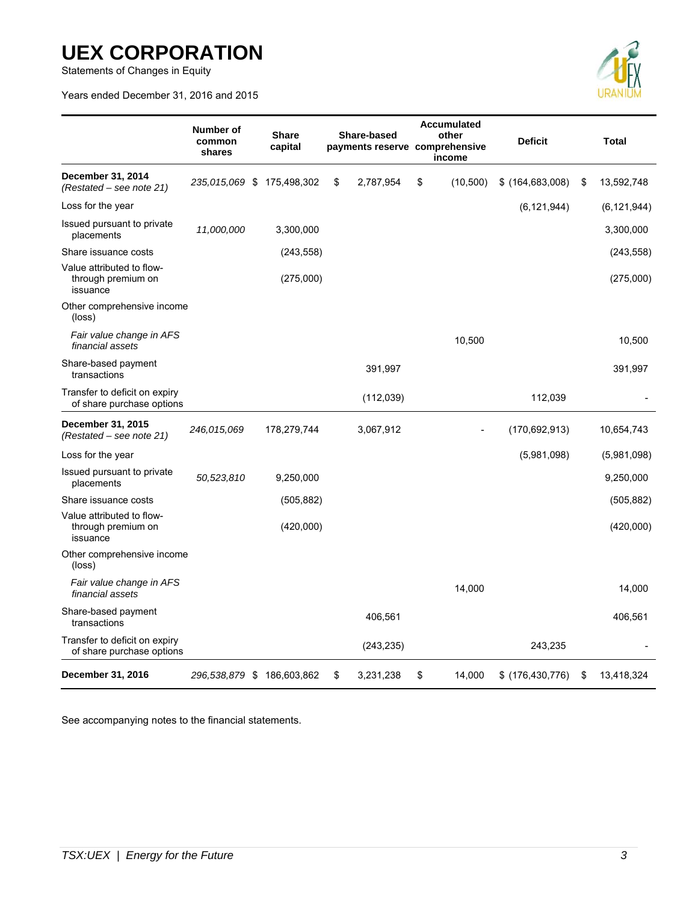# UEX CORPORATION

Statements of Changes in Equity

Years ended December 31, 2016 and 2015

| | Number of common shares | Share capital | Share-based payments reserve | Accumulated other comprehensive income | Deficit | Total |
|---|---|---|---|---|---|---|
| **December 31, 2014** *(Restated – see note 21)* | *235,015,069* | $ 175,498,302 | $ 2,787,954 | $ (10,500) | $ (164,683,008) | $ 13,592,748 |
| Loss for the year | | | | | (6,121,944) | (6,121,944) |
| Issued pursuant to private placements | *11,000,000* | 3,300,000 | | | | 3,300,000 |
| Share issuance costs | | (243,558) | | | | (243,558) |
| Value attributed to flow-through premium on issuance | | (275,000) | | | | (275,000) |
| Other comprehensive income (loss) | | | | | | |
| *Fair value change in AFS financial assets* | | | | 10,500 | | 10,500 |
| Share-based payment transactions | | | 391,997 | | | 391,997 |
| Transfer to deficit on expiry of share purchase options | | | (112,039) | | 112,039 | - |
| **December 31, 2015** *(Restated – see note 21)* | *246,015,069* | 178,279,744 | 3,067,912 | - | (170,692,913) | 10,654,743 |
| Loss for the year | | | | | (5,981,098) | (5,981,098) |
| Issued pursuant to private placements | *50,523,810* | 9,250,000 | | | | 9,250,000 |
| Share issuance costs | | (505,882) | | | | (505,882) |
| Value attributed to flow-through premium on issuance | | (420,000) | | | | (420,000) |
| Other comprehensive income (loss) | | | | | | |
| *Fair value change in AFS financial assets* | | | | 14,000 | | 14,000 |
| Share-based payment transactions | | | 406,561 | | | 406,561 |
| Transfer to deficit on expiry of share purchase options | | | (243,235) | | 243,235 | - |
| **December 31, 2016** | *296,538,879* | $ 186,603,862 | $ 3,231,238 | $ 14,000 | $ (176,430,776) | $ 13,418,324 |

See accompanying notes to the financial statements.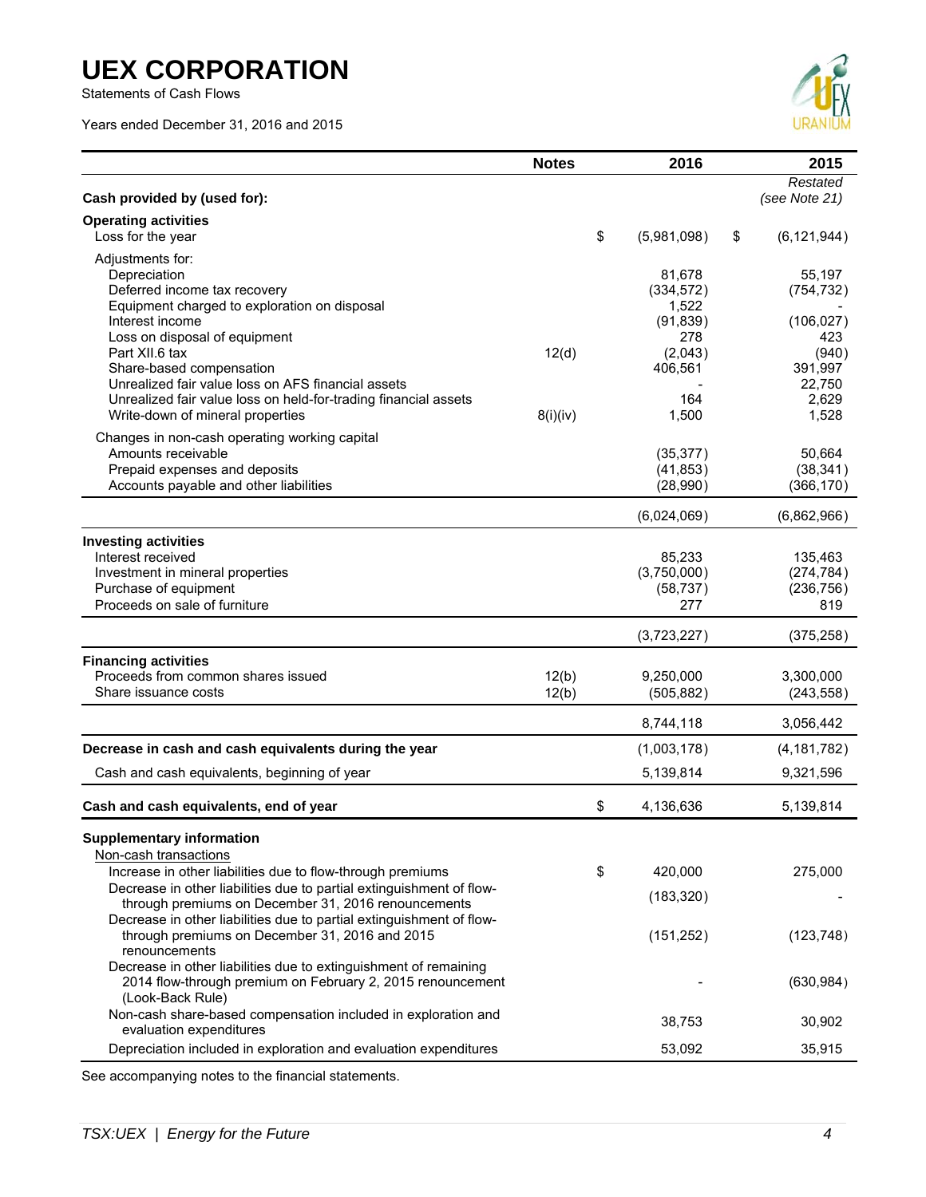# UEX CORPORATION

Statements of Cash Flows

Years ended December 31, 2016 and 2015

| | Notes | 2016 | 2015 |
|---|---|---|---|
| | | | *Restated (see Note 21)* |
| **Cash provided by (used for):** | | | |
| **Operating activities** | | | |
| Loss for the year | | $ (5,981,098) | $ (6,121,944) |
| Adjustments for: | | | |
| Depreciation | | 81,678 | 55,197 |
| Deferred income tax recovery | | (334,572) | (754,732) |
| Equipment charged to exploration on disposal | | 1,522 | - |
| Interest income | | (91,839) | (106,027) |
| Loss on disposal of equipment | | 278 | 423 |
| Part XII.6 tax | 12(d) | (2,043) | (940) |
| Share-based compensation | | 406,561 | 391,997 |
| Unrealized fair value loss on AFS financial assets | | - | 22,750 |
| Unrealized fair value loss on held-for-trading financial assets | | 164 | 2,629 |
| Write-down of mineral properties | 8(i)(iv) | 1,500 | 1,528 |
| Changes in non-cash operating working capital | | | |
| Amounts receivable | | (35,377) | 50,664 |
| Prepaid expenses and deposits | | (41,853) | (38,341) |
| Accounts payable and other liabilities | | (28,990) | (366,170) |
| | | (6,024,069) | (6,862,966) |
| **Investing activities** | | | |
| Interest received | | 85,233 | 135,463 |
| Investment in mineral properties | | (3,750,000) | (274,784) |
| Purchase of equipment | | (58,737) | (236,756) |
| Proceeds on sale of furniture | | 277 | 819 |
| | | (3,723,227) | (375,258) |
| **Financing activities** | | | |
| Proceeds from common shares issued | 12(b) | 9,250,000 | 3,300,000 |
| Share issuance costs | 12(b) | (505,882) | (243,558) |
| | | 8,744,118 | 3,056,442 |
| **Decrease in cash and cash equivalents during the year** | | (1,003,178) | (4,181,782) |
| Cash and cash equivalents, beginning of year | | 5,139,814 | 9,321,596 |
| **Cash and cash equivalents, end of year** | | $ 4,136,636 | 5,139,814 |
| **Supplementary information** | | | |
| Non-cash transactions | | | |
| Increase in other liabilities due to flow-through premiums | | $ 420,000 | 275,000 |
| Decrease in other liabilities due to partial extinguishment of flow-through premiums on December 31, 2016 renouncements | | (183,320) | - |
| Decrease in other liabilities due to partial extinguishment of flow-through premiums on December 31, 2016 and 2015 renouncements | | (151,252) | (123,748) |
| Decrease in other liabilities due to extinguishment of remaining 2014 flow-through premium on February 2, 2015 renouncement (Look-Back Rule) | | - | (630,984) |
| Non-cash share-based compensation included in exploration and evaluation expenditures | | 38,753 | 30,902 |
| Depreciation included in exploration and evaluation expenditures | | 53,092 | 35,915 |

See accompanying notes to the financial statements.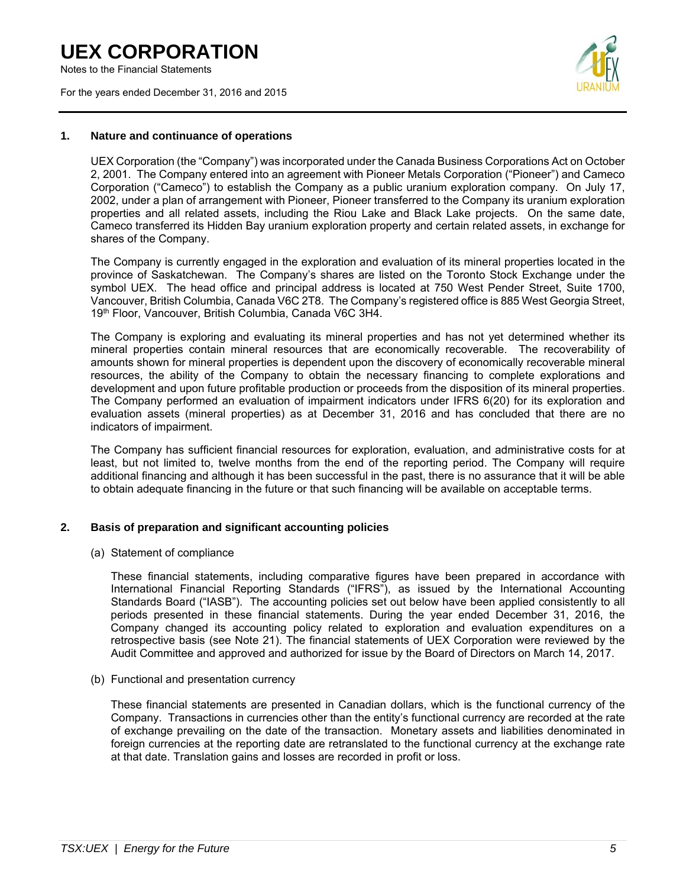## 1. Nature and continuance of operations

UEX Corporation (the "Company") was incorporated under the Canada Business Corporations Act on October 2, 2001. The Company entered into an agreement with Pioneer Metals Corporation ("Pioneer") and Cameco Corporation ("Cameco") to establish the Company as a public uranium exploration company. On July 17, 2002, under a plan of arrangement with Pioneer, Pioneer transferred to the Company its uranium exploration properties and all related assets, including the Riou Lake and Black Lake projects. On the same date, Cameco transferred its Hidden Bay uranium exploration property and certain related assets, in exchange for shares of the Company.

The Company is currently engaged in the exploration and evaluation of its mineral properties located in the province of Saskatchewan. The Company's shares are listed on the Toronto Stock Exchange under the symbol UEX. The head office and principal address is located at 750 West Pender Street, Suite 1700, Vancouver, British Columbia, Canada V6C 2T8. The Company's registered office is 885 West Georgia Street, 19th Floor, Vancouver, British Columbia, Canada V6C 3H4.

The Company is exploring and evaluating its mineral properties and has not yet determined whether its mineral properties contain mineral resources that are economically recoverable. The recoverability of amounts shown for mineral properties is dependent upon the discovery of economically recoverable mineral resources, the ability of the Company to obtain the necessary financing to complete explorations and development and upon future profitable production or proceeds from the disposition of its mineral properties. The Company performed an evaluation of impairment indicators under IFRS 6(20) for its exploration and evaluation assets (mineral properties) as at December 31, 2016 and has concluded that there are no indicators of impairment.

The Company has sufficient financial resources for exploration, evaluation, and administrative costs for at least, but not limited to, twelve months from the end of the reporting period. The Company will require additional financing and although it has been successful in the past, there is no assurance that it will be able to obtain adequate financing in the future or that such financing will be available on acceptable terms.

## 2. Basis of preparation and significant accounting policies

(a) Statement of compliance

These financial statements, including comparative figures have been prepared in accordance with International Financial Reporting Standards ("IFRS"), as issued by the International Accounting Standards Board ("IASB"). The accounting policies set out below have been applied consistently to all periods presented in these financial statements. During the year ended December 31, 2016, the Company changed its accounting policy related to exploration and evaluation expenditures on a retrospective basis (see Note 21). The financial statements of UEX Corporation were reviewed by the Audit Committee and approved and authorized for issue by the Board of Directors on March 14, 2017.

(b) Functional and presentation currency

These financial statements are presented in Canadian dollars, which is the functional currency of the Company. Transactions in currencies other than the entity's functional currency are recorded at the rate of exchange prevailing on the date of the transaction. Monetary assets and liabilities denominated in foreign currencies at the reporting date are retranslated to the functional currency at the exchange rate at that date. Translation gains and losses are recorded in profit or loss.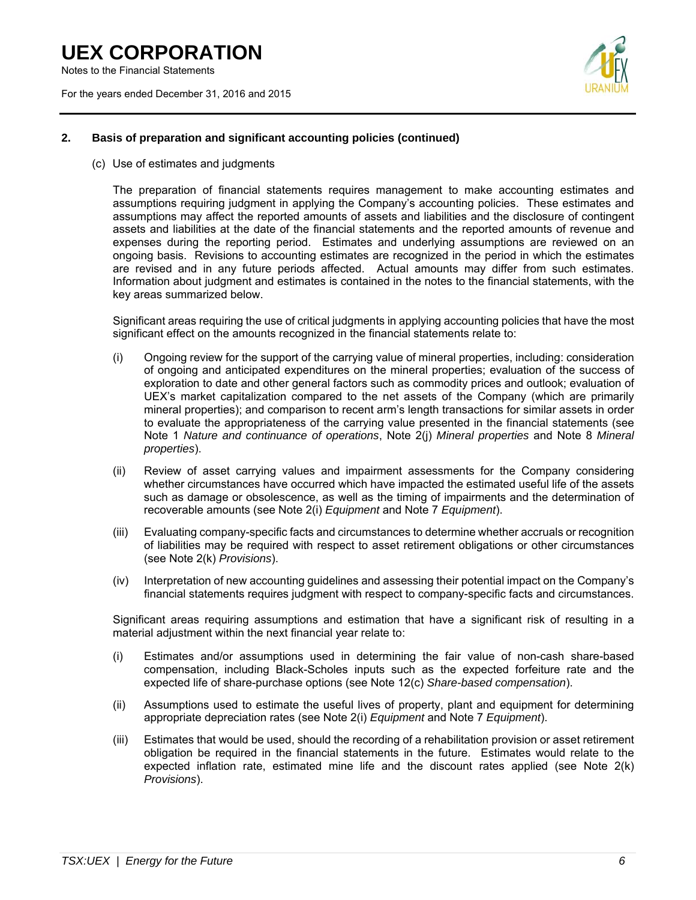## 2. Basis of preparation and significant accounting policies (continued)

(c) Use of estimates and judgments

The preparation of financial statements requires management to make accounting estimates and assumptions requiring judgment in applying the Company's accounting policies. These estimates and assumptions may affect the reported amounts of assets and liabilities and the disclosure of contingent assets and liabilities at the date of the financial statements and the reported amounts of revenue and expenses during the reporting period. Estimates and underlying assumptions are reviewed on an ongoing basis. Revisions to accounting estimates are recognized in the period in which the estimates are revised and in any future periods affected. Actual amounts may differ from such estimates. Information about judgment and estimates is contained in the notes to the financial statements, with the key areas summarized below.

Significant areas requiring the use of critical judgments in applying accounting policies that have the most significant effect on the amounts recognized in the financial statements relate to:

(i) Ongoing review for the support of the carrying value of mineral properties, including: consideration of ongoing and anticipated expenditures on the mineral properties; evaluation of the success of exploration to date and other general factors such as commodity prices and outlook; evaluation of UEX's market capitalization compared to the net assets of the Company (which are primarily mineral properties); and comparison to recent arm's length transactions for similar assets in order to evaluate the appropriateness of the carrying value presented in the financial statements (see Note 1 *Nature and continuance of operations*, Note 2(j) *Mineral properties* and Note 8 *Mineral properties*).

(ii) Review of asset carrying values and impairment assessments for the Company considering whether circumstances have occurred which have impacted the estimated useful life of the assets such as damage or obsolescence, as well as the timing of impairments and the determination of recoverable amounts (see Note 2(i) *Equipment* and Note 7 *Equipment*).

(iii) Evaluating company-specific facts and circumstances to determine whether accruals or recognition of liabilities may be required with respect to asset retirement obligations or other circumstances (see Note 2(k) *Provisions*).

(iv) Interpretation of new accounting guidelines and assessing their potential impact on the Company's financial statements requires judgment with respect to company-specific facts and circumstances.

Significant areas requiring assumptions and estimation that have a significant risk of resulting in a material adjustment within the next financial year relate to:

(i) Estimates and/or assumptions used in determining the fair value of non-cash share-based compensation, including Black-Scholes inputs such as the expected forfeiture rate and the expected life of share-purchase options (see Note 12(c) *Share-based compensation*).

(ii) Assumptions used to estimate the useful lives of property, plant and equipment for determining appropriate depreciation rates (see Note 2(i) *Equipment* and Note 7 *Equipment*).

(iii) Estimates that would be used, should the recording of a rehabilitation provision or asset retirement obligation be required in the financial statements in the future. Estimates would relate to the expected inflation rate, estimated mine life and the discount rates applied (see Note 2(k) *Provisions*).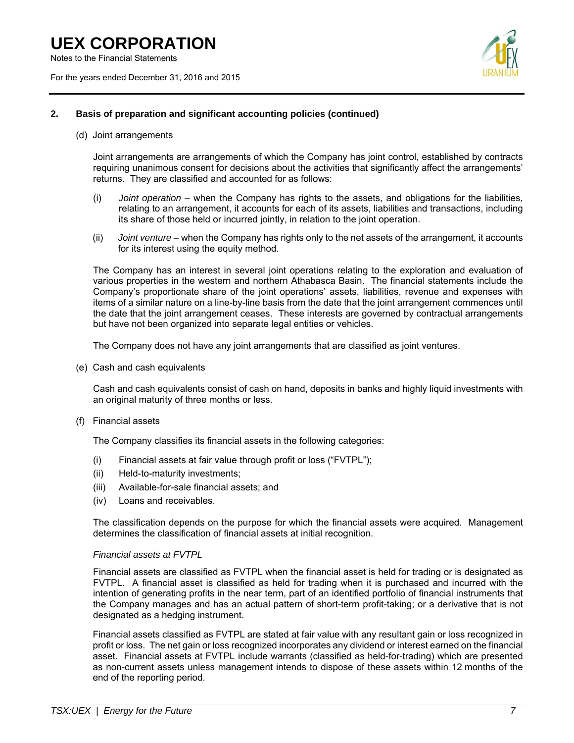## 2. Basis of preparation and significant accounting policies (continued)

(d) Joint arrangements

Joint arrangements are arrangements of which the Company has joint control, established by contracts requiring unanimous consent for decisions about the activities that significantly affect the arrangements' returns. They are classified and accounted for as follows:

(i) *Joint operation* – when the Company has rights to the assets, and obligations for the liabilities, relating to an arrangement, it accounts for each of its assets, liabilities and transactions, including its share of those held or incurred jointly, in relation to the joint operation.

(ii) *Joint venture* – when the Company has rights only to the net assets of the arrangement, it accounts for its interest using the equity method.

The Company has an interest in several joint operations relating to the exploration and evaluation of various properties in the western and northern Athabasca Basin. The financial statements include the Company's proportionate share of the joint operations' assets, liabilities, revenue and expenses with items of a similar nature on a line-by-line basis from the date that the joint arrangement commences until the date that the joint arrangement ceases. These interests are governed by contractual arrangements but have not been organized into separate legal entities or vehicles.

The Company does not have any joint arrangements that are classified as joint ventures.

(e) Cash and cash equivalents

Cash and cash equivalents consist of cash on hand, deposits in banks and highly liquid investments with an original maturity of three months or less.

(f) Financial assets

The Company classifies its financial assets in the following categories:

(i) Financial assets at fair value through profit or loss ("FVTPL");
(ii) Held-to-maturity investments;
(iii) Available-for-sale financial assets; and
(iv) Loans and receivables.

The classification depends on the purpose for which the financial assets were acquired. Management determines the classification of financial assets at initial recognition.

*Financial assets at FVTPL*

Financial assets are classified as FVTPL when the financial asset is held for trading or is designated as FVTPL. A financial asset is classified as held for trading when it is purchased and incurred with the intention of generating profits in the near term, part of an identified portfolio of financial instruments that the Company manages and has an actual pattern of short-term profit-taking; or a derivative that is not designated as a hedging instrument.

Financial assets classified as FVTPL are stated at fair value with any resultant gain or loss recognized in profit or loss. The net gain or loss recognized incorporates any dividend or interest earned on the financial asset. Financial assets at FVTPL include warrants (classified as held-for-trading) which are presented as non-current assets unless management intends to dispose of these assets within 12 months of the end of the reporting period.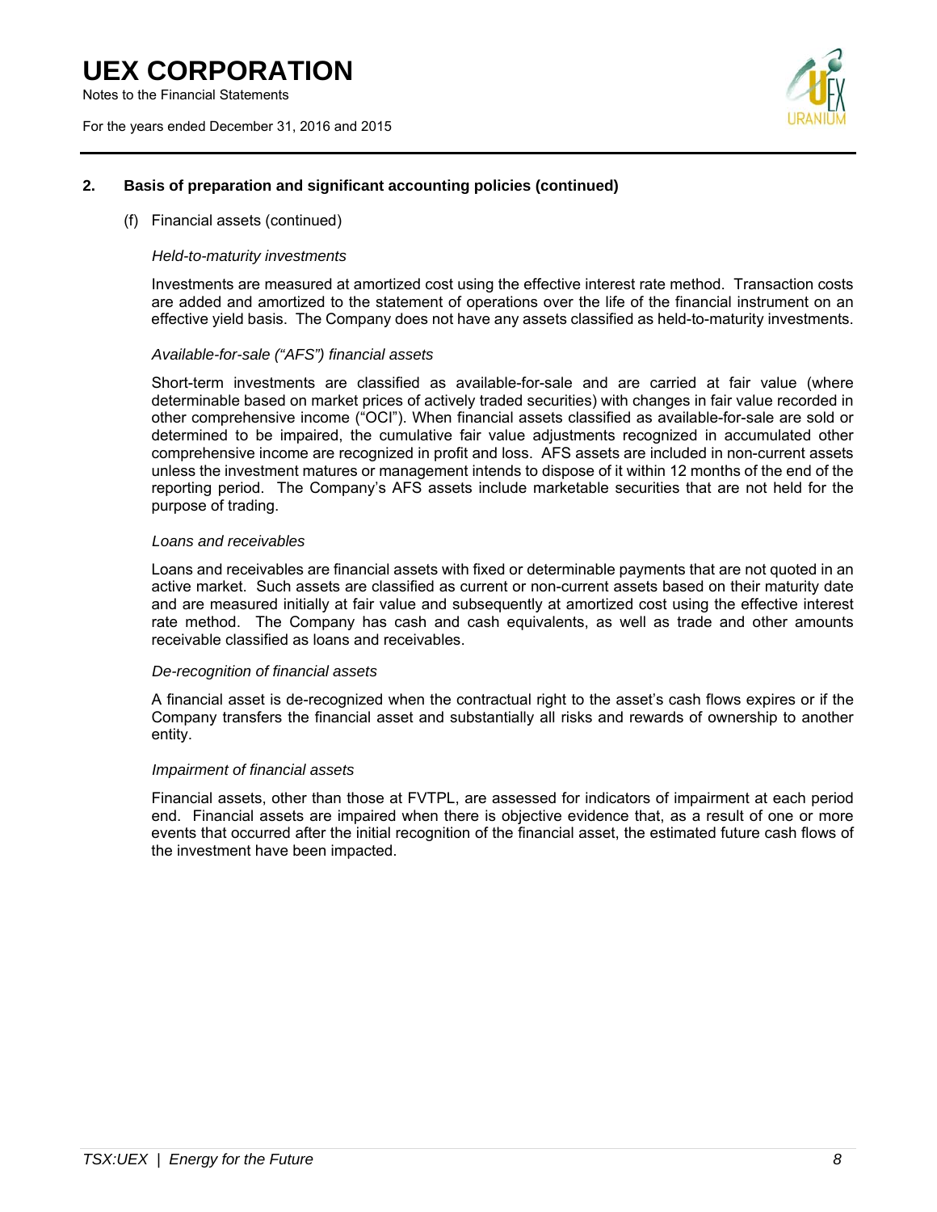## 2. Basis of preparation and significant accounting policies (continued)

(f) Financial assets (continued)

*Held-to-maturity investments*

Investments are measured at amortized cost using the effective interest rate method. Transaction costs are added and amortized to the statement of operations over the life of the financial instrument on an effective yield basis. The Company does not have any assets classified as held-to-maturity investments.

*Available-for-sale ("AFS") financial assets*

Short-term investments are classified as available-for-sale and are carried at fair value (where determinable based on market prices of actively traded securities) with changes in fair value recorded in other comprehensive income ("OCI"). When financial assets classified as available-for-sale are sold or determined to be impaired, the cumulative fair value adjustments recognized in accumulated other comprehensive income are recognized in profit and loss. AFS assets are included in non-current assets unless the investment matures or management intends to dispose of it within 12 months of the end of the reporting period. The Company's AFS assets include marketable securities that are not held for the purpose of trading.

*Loans and receivables*

Loans and receivables are financial assets with fixed or determinable payments that are not quoted in an active market. Such assets are classified as current or non-current assets based on their maturity date and are measured initially at fair value and subsequently at amortized cost using the effective interest rate method. The Company has cash and cash equivalents, as well as trade and other amounts receivable classified as loans and receivables.

*De-recognition of financial assets*

A financial asset is de-recognized when the contractual right to the asset's cash flows expires or if the Company transfers the financial asset and substantially all risks and rewards of ownership to another entity.

*Impairment of financial assets*

Financial assets, other than those at FVTPL, are assessed for indicators of impairment at each period end. Financial assets are impaired when there is objective evidence that, as a result of one or more events that occurred after the initial recognition of the financial asset, the estimated future cash flows of the investment have been impacted.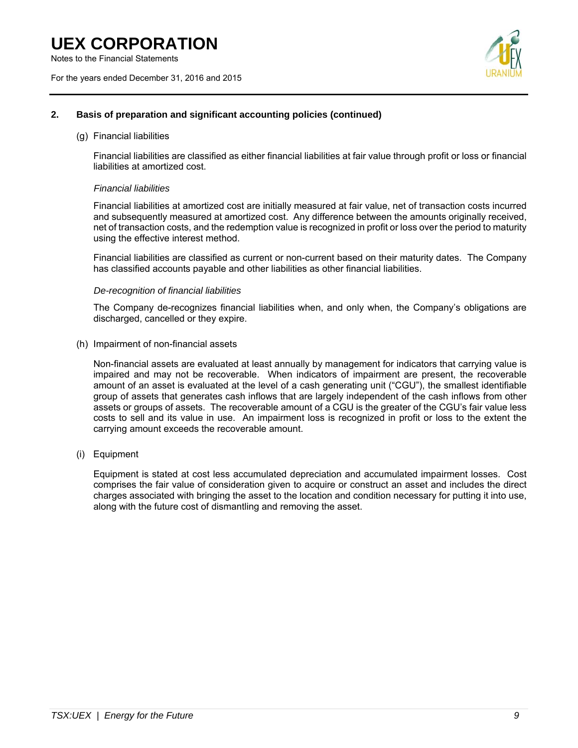## 2. Basis of preparation and significant accounting policies (continued)

(g) Financial liabilities

Financial liabilities are classified as either financial liabilities at fair value through profit or loss or financial liabilities at amortized cost.

*Financial liabilities*

Financial liabilities at amortized cost are initially measured at fair value, net of transaction costs incurred and subsequently measured at amortized cost. Any difference between the amounts originally received, net of transaction costs, and the redemption value is recognized in profit or loss over the period to maturity using the effective interest method.

Financial liabilities are classified as current or non-current based on their maturity dates. The Company has classified accounts payable and other liabilities as other financial liabilities.

*De-recognition of financial liabilities*

The Company de-recognizes financial liabilities when, and only when, the Company's obligations are discharged, cancelled or they expire.

(h) Impairment of non-financial assets

Non-financial assets are evaluated at least annually by management for indicators that carrying value is impaired and may not be recoverable. When indicators of impairment are present, the recoverable amount of an asset is evaluated at the level of a cash generating unit ("CGU"), the smallest identifiable group of assets that generates cash inflows that are largely independent of the cash inflows from other assets or groups of assets. The recoverable amount of a CGU is the greater of the CGU's fair value less costs to sell and its value in use. An impairment loss is recognized in profit or loss to the extent the carrying amount exceeds the recoverable amount.

(i) Equipment

Equipment is stated at cost less accumulated depreciation and accumulated impairment losses. Cost comprises the fair value of consideration given to acquire or construct an asset and includes the direct charges associated with bringing the asset to the location and condition necessary for putting it into use, along with the future cost of dismantling and removing the asset.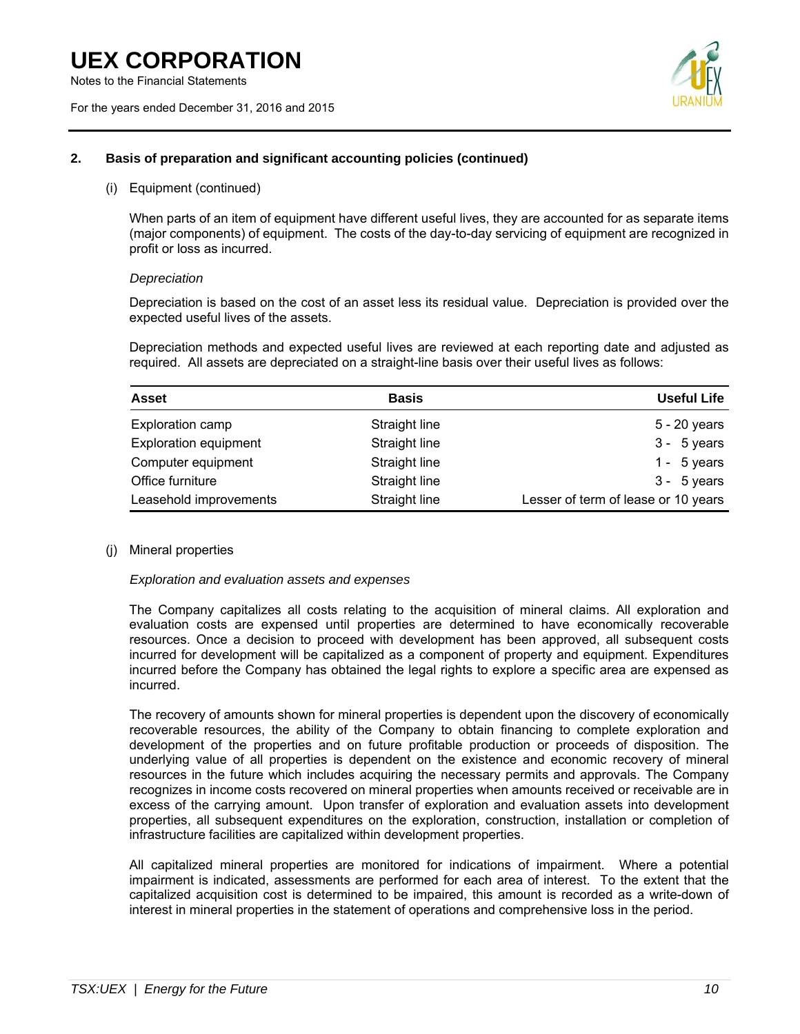## 2. Basis of preparation and significant accounting policies (continued)

(i) Equipment (continued)

When parts of an item of equipment have different useful lives, they are accounted for as separate items (major components) of equipment. The costs of the day-to-day servicing of equipment are recognized in profit or loss as incurred.

*Depreciation*

Depreciation is based on the cost of an asset less its residual value. Depreciation is provided over the expected useful lives of the assets.

Depreciation methods and expected useful lives are reviewed at each reporting date and adjusted as required. All assets are depreciated on a straight-line basis over their useful lives as follows:

| Asset | Basis | Useful Life |
|---|---|---|
| Exploration camp | Straight line | 5 - 20 years |
| Exploration equipment | Straight line | 3 - 5 years |
| Computer equipment | Straight line | 1 - 5 years |
| Office furniture | Straight line | 3 - 5 years |
| Leasehold improvements | Straight line | Lesser of term of lease or 10 years |

(j) Mineral properties

*Exploration and evaluation assets and expenses*

The Company capitalizes all costs relating to the acquisition of mineral claims. All exploration and evaluation costs are expensed until properties are determined to have economically recoverable resources. Once a decision to proceed with development has been approved, all subsequent costs incurred for development will be capitalized as a component of property and equipment. Expenditures incurred before the Company has obtained the legal rights to explore a specific area are expensed as incurred.

The recovery of amounts shown for mineral properties is dependent upon the discovery of economically recoverable resources, the ability of the Company to obtain financing to complete exploration and development of the properties and on future profitable production or proceeds of disposition. The underlying value of all properties is dependent on the existence and economic recovery of mineral resources in the future which includes acquiring the necessary permits and approvals. The Company recognizes in income costs recovered on mineral properties when amounts received or receivable are in excess of the carrying amount. Upon transfer of exploration and evaluation assets into development properties, all subsequent expenditures on the exploration, construction, installation or completion of infrastructure facilities are capitalized within development properties.

All capitalized mineral properties are monitored for indications of impairment. Where a potential impairment is indicated, assessments are performed for each area of interest. To the extent that the capitalized acquisition cost is determined to be impaired, this amount is recorded as a write-down of interest in mineral properties in the statement of operations and comprehensive loss in the period.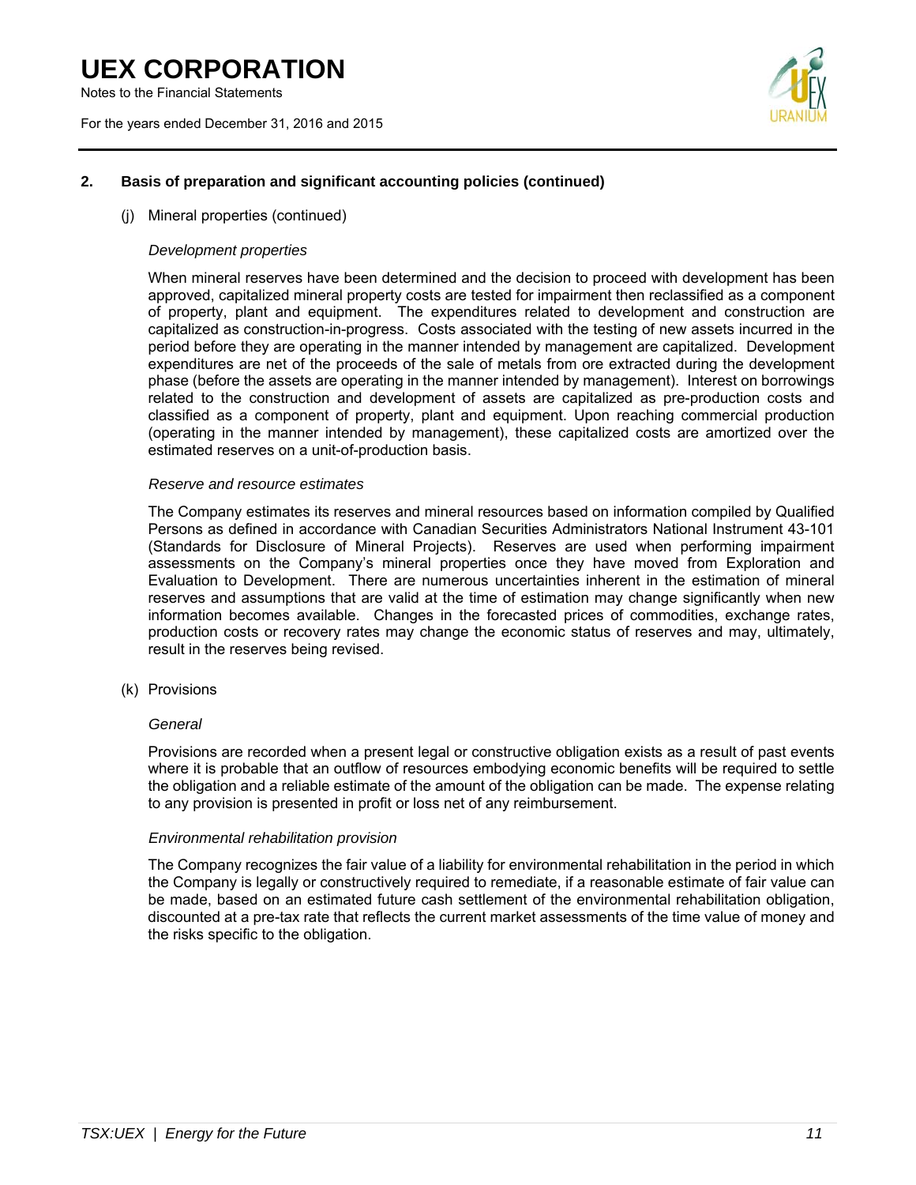## 2. Basis of preparation and significant accounting policies (continued)

(j) Mineral properties (continued)

*Development properties*

When mineral reserves have been determined and the decision to proceed with development has been approved, capitalized mineral property costs are tested for impairment then reclassified as a component of property, plant and equipment. The expenditures related to development and construction are capitalized as construction-in-progress. Costs associated with the testing of new assets incurred in the period before they are operating in the manner intended by management are capitalized. Development expenditures are net of the proceeds of the sale of metals from ore extracted during the development phase (before the assets are operating in the manner intended by management). Interest on borrowings related to the construction and development of assets are capitalized as pre-production costs and classified as a component of property, plant and equipment. Upon reaching commercial production (operating in the manner intended by management), these capitalized costs are amortized over the estimated reserves on a unit-of-production basis.

*Reserve and resource estimates*

The Company estimates its reserves and mineral resources based on information compiled by Qualified Persons as defined in accordance with Canadian Securities Administrators National Instrument 43-101 (Standards for Disclosure of Mineral Projects). Reserves are used when performing impairment assessments on the Company's mineral properties once they have moved from Exploration and Evaluation to Development. There are numerous uncertainties inherent in the estimation of mineral reserves and assumptions that are valid at the time of estimation may change significantly when new information becomes available. Changes in the forecasted prices of commodities, exchange rates, production costs or recovery rates may change the economic status of reserves and may, ultimately, result in the reserves being revised.

(k) Provisions

*General*

Provisions are recorded when a present legal or constructive obligation exists as a result of past events where it is probable that an outflow of resources embodying economic benefits will be required to settle the obligation and a reliable estimate of the amount of the obligation can be made. The expense relating to any provision is presented in profit or loss net of any reimbursement.

*Environmental rehabilitation provision*

The Company recognizes the fair value of a liability for environmental rehabilitation in the period in which the Company is legally or constructively required to remediate, if a reasonable estimate of fair value can be made, based on an estimated future cash settlement of the environmental rehabilitation obligation, discounted at a pre-tax rate that reflects the current market assessments of the time value of money and the risks specific to the obligation.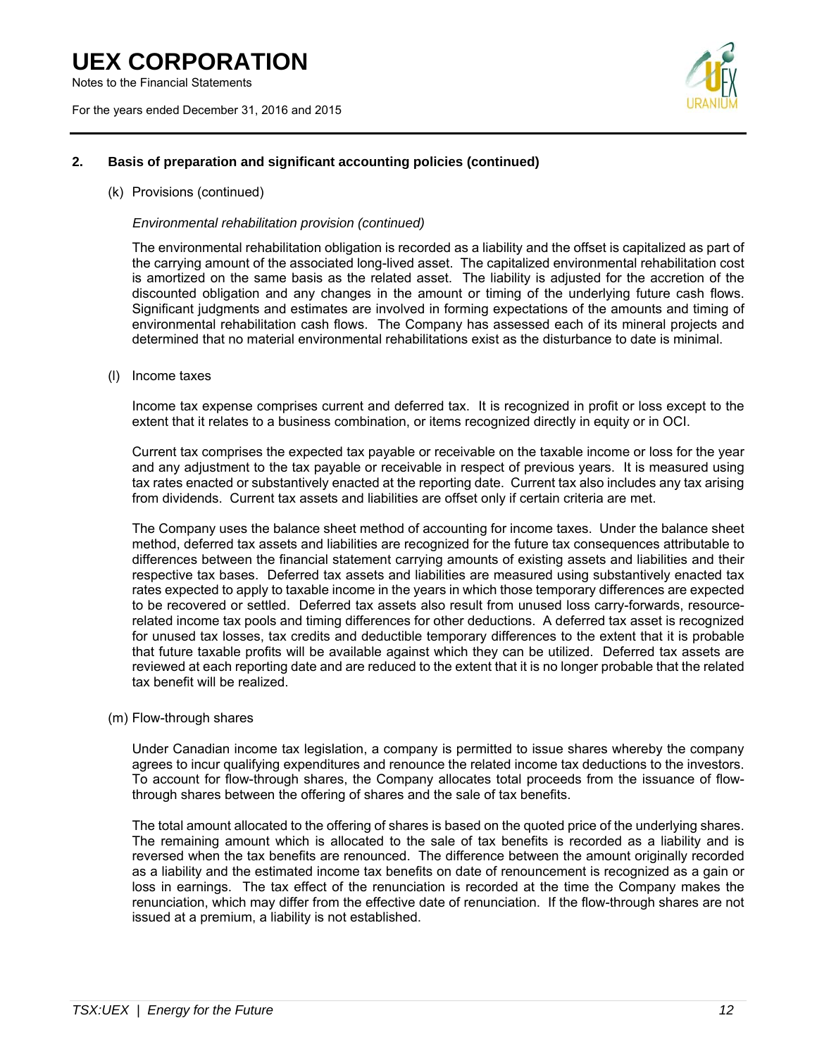## 2. Basis of preparation and significant accounting policies (continued)

(k) Provisions (continued)

*Environmental rehabilitation provision (continued)*

The environmental rehabilitation obligation is recorded as a liability and the offset is capitalized as part of the carrying amount of the associated long-lived asset. The capitalized environmental rehabilitation cost is amortized on the same basis as the related asset. The liability is adjusted for the accretion of the discounted obligation and any changes in the amount or timing of the underlying future cash flows. Significant judgments and estimates are involved in forming expectations of the amounts and timing of environmental rehabilitation cash flows. The Company has assessed each of its mineral projects and determined that no material environmental rehabilitations exist as the disturbance to date is minimal.

(l) Income taxes

Income tax expense comprises current and deferred tax. It is recognized in profit or loss except to the extent that it relates to a business combination, or items recognized directly in equity or in OCI.

Current tax comprises the expected tax payable or receivable on the taxable income or loss for the year and any adjustment to the tax payable or receivable in respect of previous years. It is measured using tax rates enacted or substantively enacted at the reporting date. Current tax also includes any tax arising from dividends. Current tax assets and liabilities are offset only if certain criteria are met.

The Company uses the balance sheet method of accounting for income taxes. Under the balance sheet method, deferred tax assets and liabilities are recognized for the future tax consequences attributable to differences between the financial statement carrying amounts of existing assets and liabilities and their respective tax bases. Deferred tax assets and liabilities are measured using substantively enacted tax rates expected to apply to taxable income in the years in which those temporary differences are expected to be recovered or settled. Deferred tax assets also result from unused loss carry-forwards, resource-related income tax pools and timing differences for other deductions. A deferred tax asset is recognized for unused tax losses, tax credits and deductible temporary differences to the extent that it is probable that future taxable profits will be available against which they can be utilized. Deferred tax assets are reviewed at each reporting date and are reduced to the extent that it is no longer probable that the related tax benefit will be realized.

(m) Flow-through shares

Under Canadian income tax legislation, a company is permitted to issue shares whereby the company agrees to incur qualifying expenditures and renounce the related income tax deductions to the investors. To account for flow-through shares, the Company allocates total proceeds from the issuance of flow-through shares between the offering of shares and the sale of tax benefits.

The total amount allocated to the offering of shares is based on the quoted price of the underlying shares. The remaining amount which is allocated to the sale of tax benefits is recorded as a liability and is reversed when the tax benefits are renounced. The difference between the amount originally recorded as a liability and the estimated income tax benefits on date of renouncement is recognized as a gain or loss in earnings. The tax effect of the renunciation is recorded at the time the Company makes the renunciation, which may differ from the effective date of renunciation. If the flow-through shares are not issued at a premium, a liability is not established.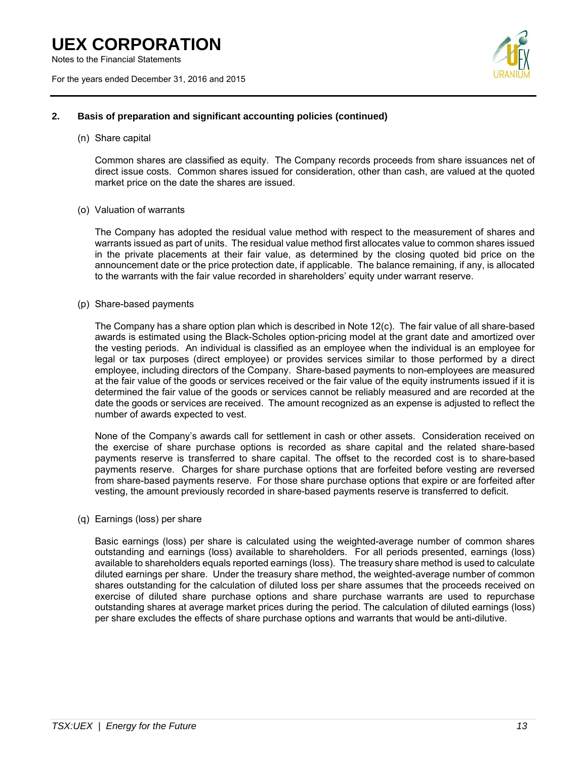## 2. Basis of preparation and significant accounting policies (continued)

(n) Share capital

Common shares are classified as equity. The Company records proceeds from share issuances net of direct issue costs. Common shares issued for consideration, other than cash, are valued at the quoted market price on the date the shares are issued.

(o) Valuation of warrants

The Company has adopted the residual value method with respect to the measurement of shares and warrants issued as part of units. The residual value method first allocates value to common shares issued in the private placements at their fair value, as determined by the closing quoted bid price on the announcement date or the price protection date, if applicable. The balance remaining, if any, is allocated to the warrants with the fair value recorded in shareholders' equity under warrant reserve.

(p) Share-based payments

The Company has a share option plan which is described in Note 12(c). The fair value of all share-based awards is estimated using the Black-Scholes option-pricing model at the grant date and amortized over the vesting periods. An individual is classified as an employee when the individual is an employee for legal or tax purposes (direct employee) or provides services similar to those performed by a direct employee, including directors of the Company. Share-based payments to non-employees are measured at the fair value of the goods or services received or the fair value of the equity instruments issued if it is determined the fair value of the goods or services cannot be reliably measured and are recorded at the date the goods or services are received. The amount recognized as an expense is adjusted to reflect the number of awards expected to vest.

None of the Company's awards call for settlement in cash or other assets. Consideration received on the exercise of share purchase options is recorded as share capital and the related share-based payments reserve is transferred to share capital. The offset to the recorded cost is to share-based payments reserve. Charges for share purchase options that are forfeited before vesting are reversed from share-based payments reserve. For those share purchase options that expire or are forfeited after vesting, the amount previously recorded in share-based payments reserve is transferred to deficit.

(q) Earnings (loss) per share

Basic earnings (loss) per share is calculated using the weighted-average number of common shares outstanding and earnings (loss) available to shareholders. For all periods presented, earnings (loss) available to shareholders equals reported earnings (loss). The treasury share method is used to calculate diluted earnings per share. Under the treasury share method, the weighted-average number of common shares outstanding for the calculation of diluted loss per share assumes that the proceeds received on exercise of diluted share purchase options and share purchase warrants are used to repurchase outstanding shares at average market prices during the period. The calculation of diluted earnings (loss) per share excludes the effects of share purchase options and warrants that would be anti-dilutive.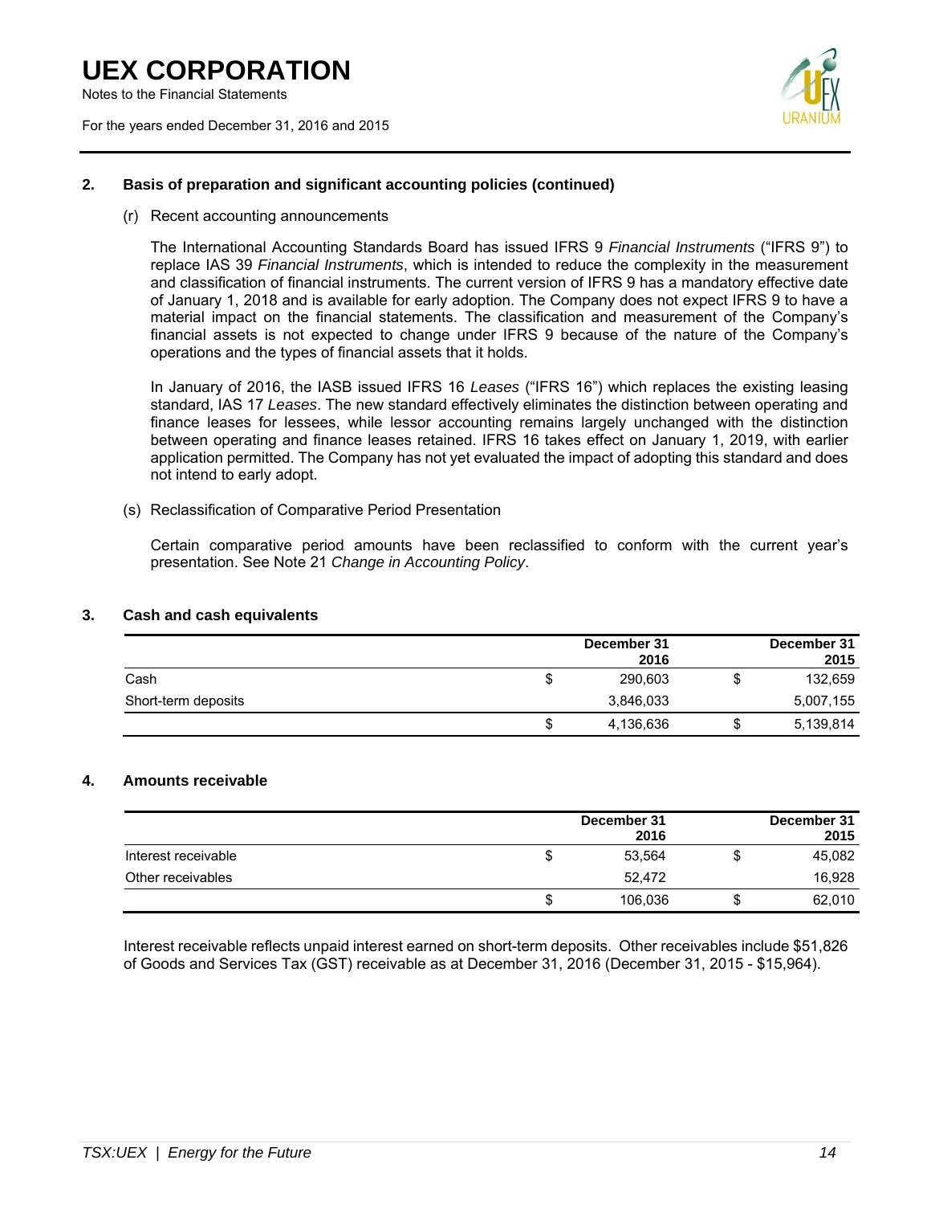## 2. Basis of preparation and significant accounting policies (continued)

(r) Recent accounting announcements

The International Accounting Standards Board has issued IFRS 9 *Financial Instruments* ("IFRS 9") to replace IAS 39 *Financial Instruments*, which is intended to reduce the complexity in the measurement and classification of financial instruments. The current version of IFRS 9 has a mandatory effective date of January 1, 2018 and is available for early adoption. The Company does not expect IFRS 9 to have a material impact on the financial statements. The classification and measurement of the Company's financial assets is not expected to change under IFRS 9 because of the nature of the Company's operations and the types of financial assets that it holds.

In January of 2016, the IASB issued IFRS 16 *Leases* ("IFRS 16") which replaces the existing leasing standard, IAS 17 *Leases*. The new standard effectively eliminates the distinction between operating and finance leases for lessees, while lessor accounting remains largely unchanged with the distinction between operating and finance leases retained. IFRS 16 takes effect on January 1, 2019, with earlier application permitted. The Company has not yet evaluated the impact of adopting this standard and does not intend to early adopt.

(s) Reclassification of Comparative Period Presentation

Certain comparative period amounts have been reclassified to conform with the current year's presentation. See Note 21 *Change in Accounting Policy*.

## 3. Cash and cash equivalents

| | | December 31 2016 | | December 31 2015 |
|---|---|---|---|---|
| Cash | $ | 290,603 | $ | 132,659 |
| Short-term deposits | | 3,846,033 | | 5,007,155 |
| | $ | 4,136,636 | $ | 5,139,814 |

## 4. Amounts receivable

| | | December 31 2016 | | December 31 2015 |
|---|---|---|---|---|
| Interest receivable | $ | 53,564 | $ | 45,082 |
| Other receivables | | 52,472 | | 16,928 |
| | $ | 106,036 | $ | 62,010 |

Interest receivable reflects unpaid interest earned on short-term deposits. Other receivables include $51,826 of Goods and Services Tax (GST) receivable as at December 31, 2016 (December 31, 2015 - $15,964).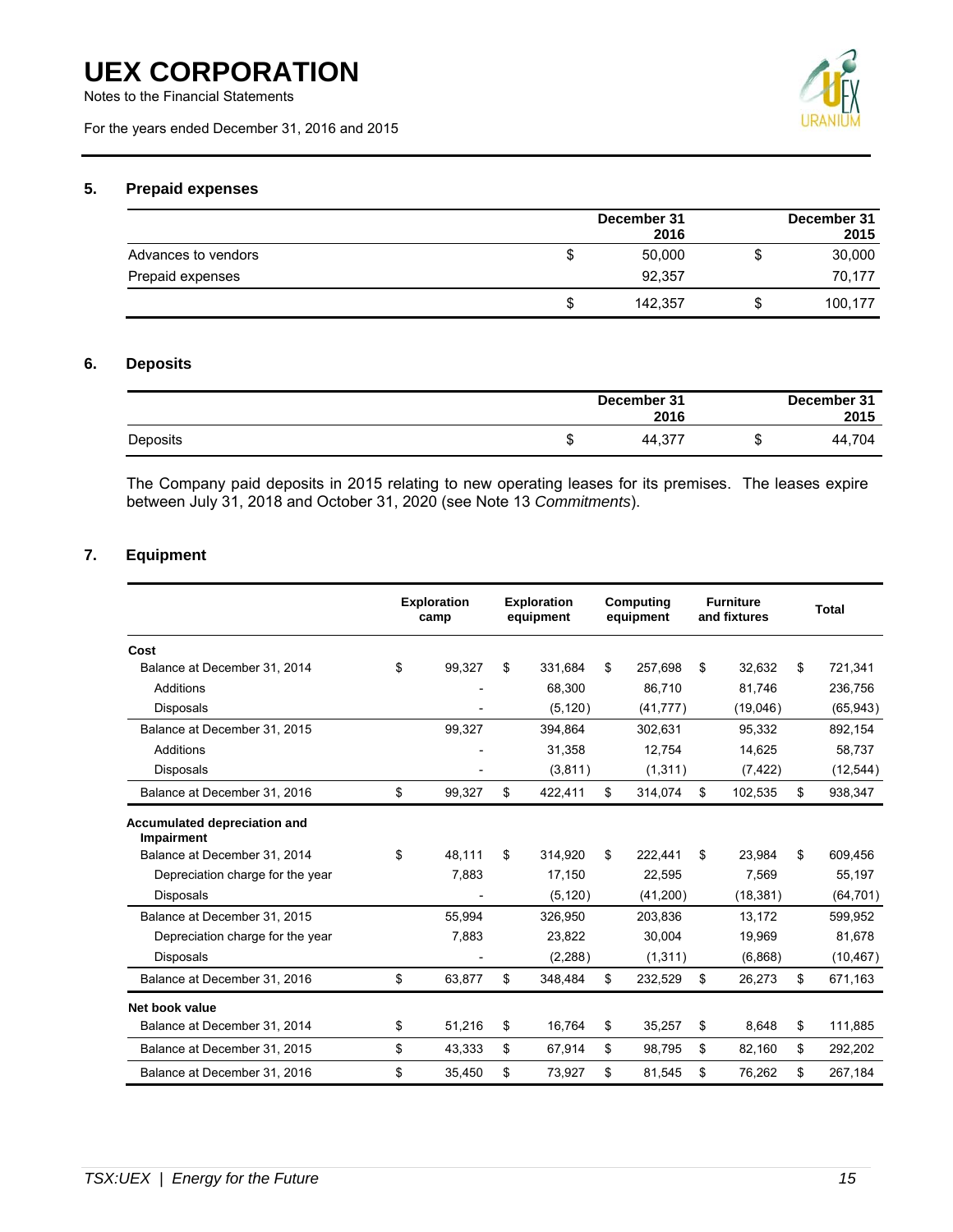## 5. Prepaid expenses

| | December 31 2016 | December 31 2015 |
|---|---|---|
| Advances to vendors | $ 50,000 | $ 30,000 |
| Prepaid expenses | 92,357 | 70,177 |
| | $ 142,357 | $ 100,177 |

## 6. Deposits

| | December 31 2016 | December 31 2015 |
|---|---|---|
| Deposits | $ 44,377 | $ 44,704 |

The Company paid deposits in 2015 relating to new operating leases for its premises. The leases expire between July 31, 2018 and October 31, 2020 (see Note 13 *Commitments*).

## 7. Equipment

| | Exploration camp | Exploration equipment | Computing equipment | Furniture and fixtures | Total |
|---|---|---|---|---|---|
| **Cost** | | | | | |
| Balance at December 31, 2014 | $ 99,327 | $ 331,684 | $ 257,698 | $ 32,632 | $ 721,341 |
| Additions | - | 68,300 | 86,710 | 81,746 | 236,756 |
| Disposals | - | (5,120) | (41,777) | (19,046) | (65,943) |
| Balance at December 31, 2015 | 99,327 | 394,864 | 302,631 | 95,332 | 892,154 |
| Additions | - | 31,358 | 12,754 | 14,625 | 58,737 |
| Disposals | - | (3,811) | (1,311) | (7,422) | (12,544) |
| Balance at December 31, 2016 | $ 99,327 | $ 422,411 | $ 314,074 | $ 102,535 | $ 938,347 |
| **Accumulated depreciation and Impairment** | | | | | |
| Balance at December 31, 2014 | $ 48,111 | $ 314,920 | $ 222,441 | $ 23,984 | $ 609,456 |
| Depreciation charge for the year | 7,883 | 17,150 | 22,595 | 7,569 | 55,197 |
| Disposals | - | (5,120) | (41,200) | (18,381) | (64,701) |
| Balance at December 31, 2015 | 55,994 | 326,950 | 203,836 | 13,172 | 599,952 |
| Depreciation charge for the year | 7,883 | 23,822 | 30,004 | 19,969 | 81,678 |
| Disposals | - | (2,288) | (1,311) | (6,868) | (10,467) |
| Balance at December 31, 2016 | $ 63,877 | $ 348,484 | $ 232,529 | $ 26,273 | $ 671,163 |
| **Net book value** | | | | | |
| Balance at December 31, 2014 | $ 51,216 | $ 16,764 | $ 35,257 | $ 8,648 | $ 111,885 |
| Balance at December 31, 2015 | $ 43,333 | $ 67,914 | $ 98,795 | $ 82,160 | $ 292,202 |
| Balance at December 31, 2016 | $ 35,450 | $ 73,927 | $ 81,545 | $ 76,262 | $ 267,184 |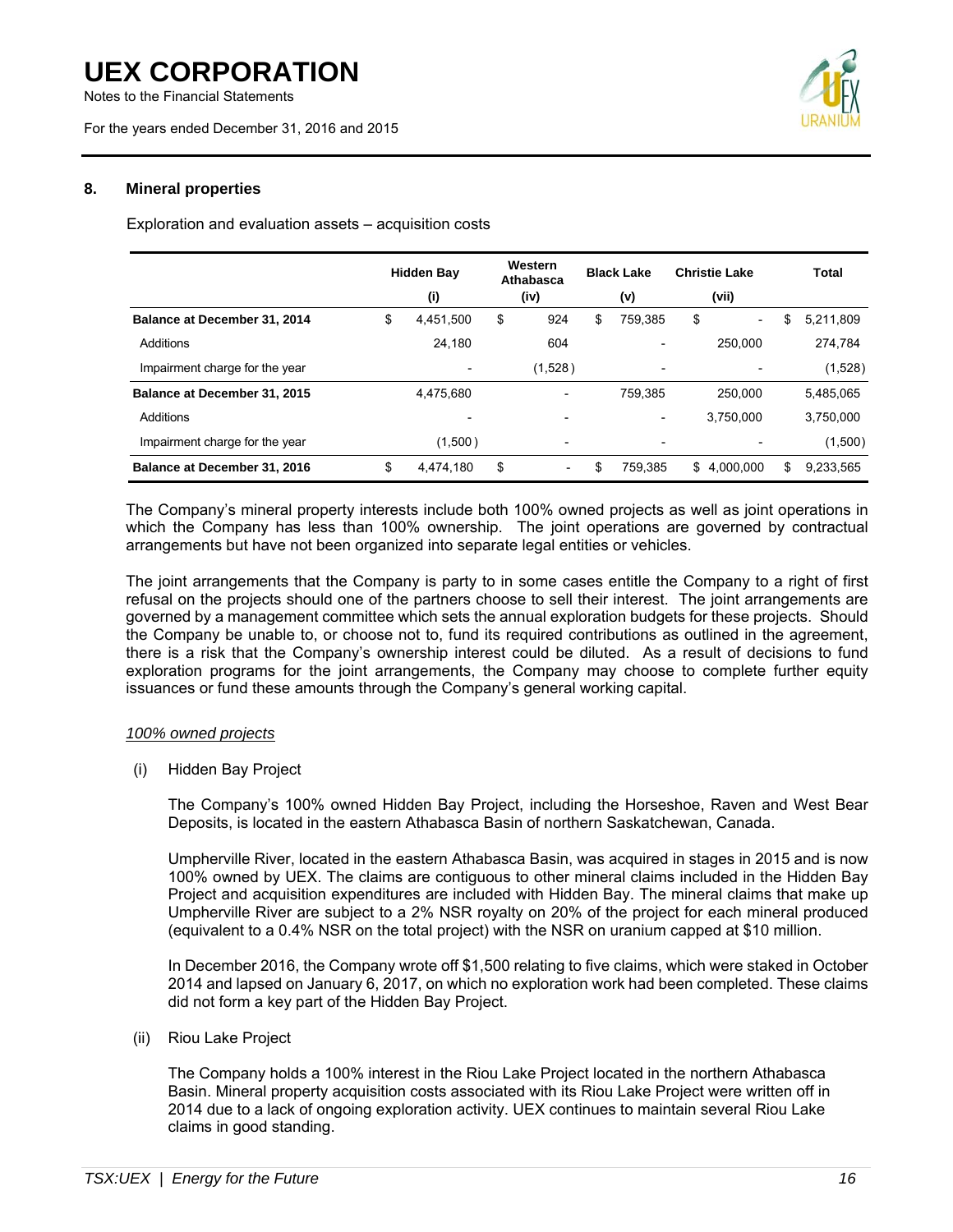## 8. Mineral properties

Exploration and evaluation assets – acquisition costs

| | Hidden Bay (i) | Western Athabasca (iv) | Black Lake (v) | Christie Lake (vii) | Total |
|---|---|---|---|---|---|
| **Balance at December 31, 2014** | $ 4,451,500 | $ 924 | $ 759,385 | $ - | $ 5,211,809 |
| Additions | 24,180 | 604 | - | 250,000 | 274,784 |
| Impairment charge for the year | - | (1,528) | - | - | (1,528) |
| **Balance at December 31, 2015** | 4,475,680 | - | 759,385 | 250,000 | 5,485,065 |
| Additions | - | - | - | 3,750,000 | 3,750,000 |
| Impairment charge for the year | (1,500) | - | - | - | (1,500) |
| **Balance at December 31, 2016** | $ 4,474,180 | $ - | $ 759,385 | $ 4,000,000 | $ 9,233,565 |

The Company's mineral property interests include both 100% owned projects as well as joint operations in which the Company has less than 100% ownership. The joint operations are governed by contractual arrangements but have not been organized into separate legal entities or vehicles.

The joint arrangements that the Company is party to in some cases entitle the Company to a right of first refusal on the projects should one of the partners choose to sell their interest. The joint arrangements are governed by a management committee which sets the annual exploration budgets for these projects. Should the Company be unable to, or choose not to, fund its required contributions as outlined in the agreement, there is a risk that the Company's ownership interest could be diluted. As a result of decisions to fund exploration programs for the joint arrangements, the Company may choose to complete further equity issuances or fund these amounts through the Company's general working capital.

*100% owned projects*

(i) Hidden Bay Project

The Company's 100% owned Hidden Bay Project, including the Horseshoe, Raven and West Bear Deposits, is located in the eastern Athabasca Basin of northern Saskatchewan, Canada.

Umpherville River, located in the eastern Athabasca Basin, was acquired in stages in 2015 and is now 100% owned by UEX. The claims are contiguous to other mineral claims included in the Hidden Bay Project and acquisition expenditures are included with Hidden Bay. The mineral claims that make up Umpherville River are subject to a 2% NSR royalty on 20% of the project for each mineral produced (equivalent to a 0.4% NSR on the total project) with the NSR on uranium capped at $10 million.

In December 2016, the Company wrote off $1,500 relating to five claims, which were staked in October 2014 and lapsed on January 6, 2017, on which no exploration work had been completed. These claims did not form a key part of the Hidden Bay Project.

(ii) Riou Lake Project

The Company holds a 100% interest in the Riou Lake Project located in the northern Athabasca Basin. Mineral property acquisition costs associated with its Riou Lake Project were written off in 2014 due to a lack of ongoing exploration activity. UEX continues to maintain several Riou Lake claims in good standing.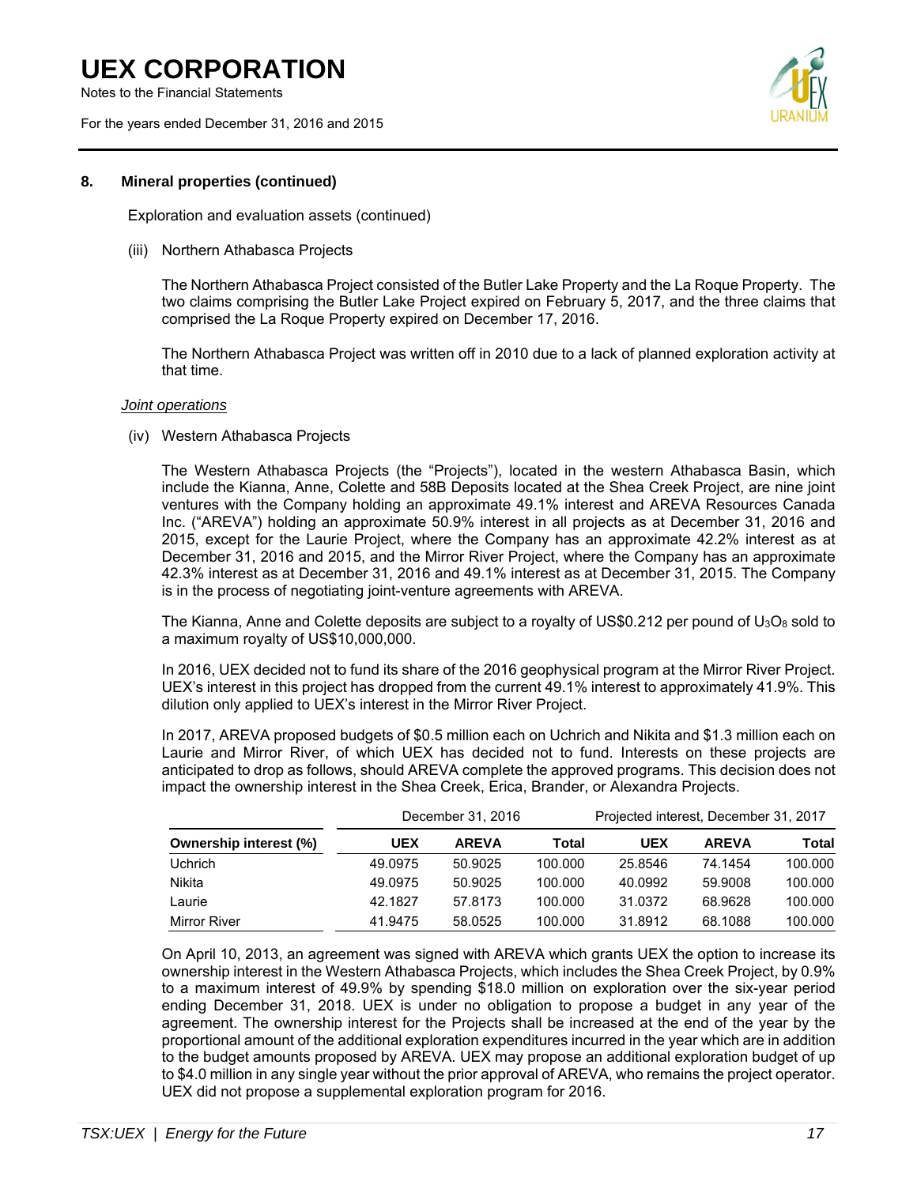## 8. Mineral properties (continued)

Exploration and evaluation assets (continued)

(iii) Northern Athabasca Projects

The Northern Athabasca Project consisted of the Butler Lake Property and the La Roque Property. The two claims comprising the Butler Lake Project expired on February 5, 2017, and the three claims that comprised the La Roque Property expired on December 17, 2016.

The Northern Athabasca Project was written off in 2010 due to a lack of planned exploration activity at that time.

*Joint operations*

(iv) Western Athabasca Projects

The Western Athabasca Projects (the "Projects"), located in the western Athabasca Basin, which include the Kianna, Anne, Colette and 58B Deposits located at the Shea Creek Project, are nine joint ventures with the Company holding an approximate 49.1% interest and AREVA Resources Canada Inc. ("AREVA") holding an approximate 50.9% interest in all projects as at December 31, 2016 and 2015, except for the Laurie Project, where the Company has an approximate 42.2% interest as at December 31, 2016 and 2015, and the Mirror River Project, where the Company has an approximate 42.3% interest as at December 31, 2016 and 49.1% interest as at December 31, 2015. The Company is in the process of negotiating joint-venture agreements with AREVA.

The Kianna, Anne and Colette deposits are subject to a royalty of US$0.212 per pound of $U_3O_8$ sold to a maximum royalty of US$10,000,000.

In 2016, UEX decided not to fund its share of the 2016 geophysical program at the Mirror River Project. UEX's interest in this project has dropped from the current 49.1% interest to approximately 41.9%. This dilution only applied to UEX's interest in the Mirror River Project.

In 2017, AREVA proposed budgets of $0.5 million each on Uchrich and Nikita and $1.3 million each on Laurie and Mirror River, of which UEX has decided not to fund. Interests on these projects are anticipated to drop as follows, should AREVA complete the approved programs. This decision does not impact the ownership interest in the Shea Creek, Erica, Brander, or Alexandra Projects.

| | December 31, 2016 | | | Projected interest, December 31, 2017 | | |
|---|---|---|---|---|---|---|
| **Ownership interest (%)** | **UEX** | **AREVA** | **Total** | **UEX** | **AREVA** | **Total** |
| Uchrich | 49.0975 | 50.9025 | 100.000 | 25.8546 | 74.1454 | 100.000 |
| Nikita | 49.0975 | 50.9025 | 100.000 | 40.0992 | 59.9008 | 100.000 |
| Laurie | 42.1827 | 57.8173 | 100.000 | 31.0372 | 68.9628 | 100.000 |
| Mirror River | 41.9475 | 58.0525 | 100.000 | 31.8912 | 68.1088 | 100.000 |

On April 10, 2013, an agreement was signed with AREVA which grants UEX the option to increase its ownership interest in the Western Athabasca Projects, which includes the Shea Creek Project, by 0.9% to a maximum interest of 49.9% by spending $18.0 million on exploration over the six-year period ending December 31, 2018. UEX is under no obligation to propose a budget in any year of the agreement. The ownership interest for the Projects shall be increased at the end of the year by the proportional amount of the additional exploration expenditures incurred in the year which are in addition to the budget amounts proposed by AREVA. UEX may propose an additional exploration budget of up to $4.0 million in any single year without the prior approval of AREVA, who remains the project operator. UEX did not propose a supplemental exploration program for 2016.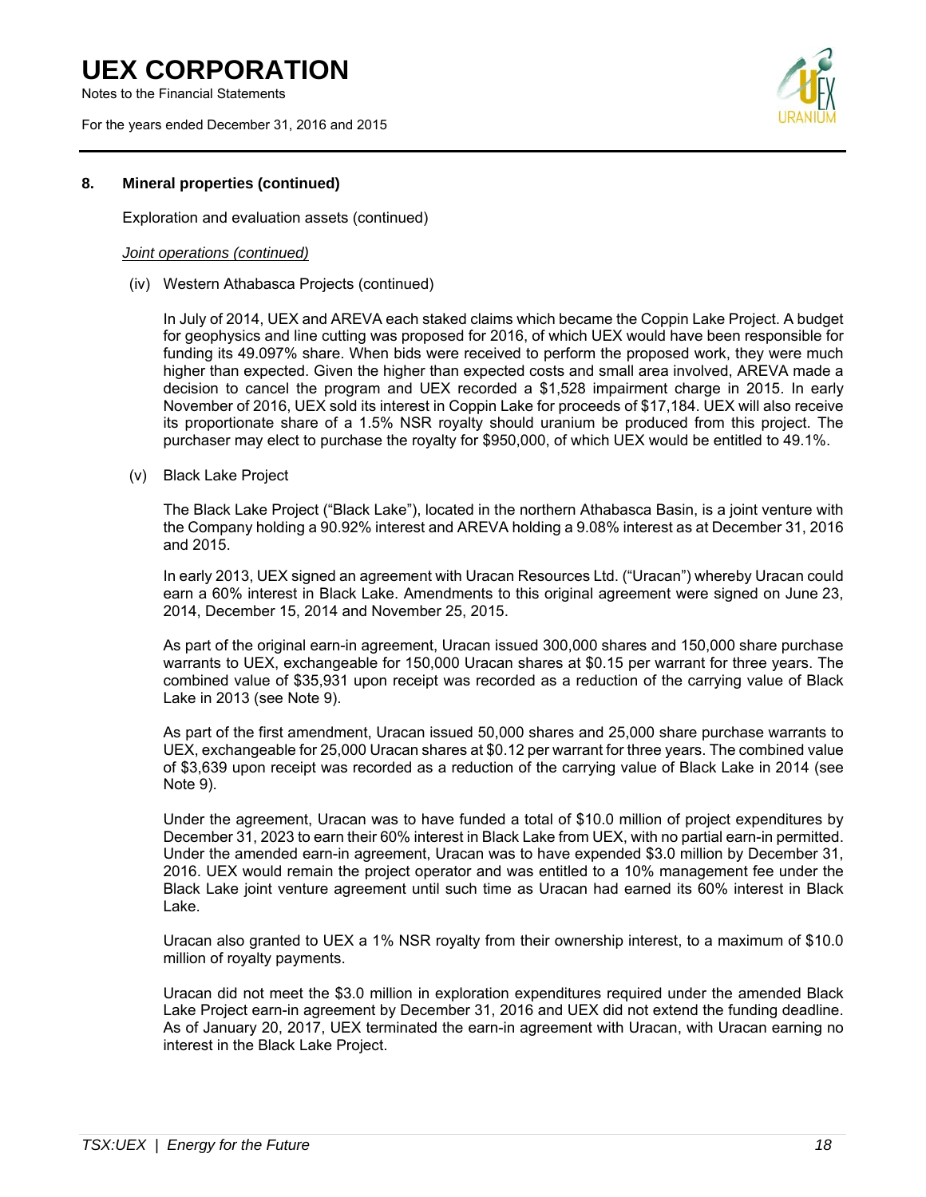## 8. Mineral properties (continued)

Exploration and evaluation assets (continued)

*Joint operations (continued)*

(iv) Western Athabasca Projects (continued)

In July of 2014, UEX and AREVA each staked claims which became the Coppin Lake Project. A budget for geophysics and line cutting was proposed for 2016, of which UEX would have been responsible for funding its 49.097% share. When bids were received to perform the proposed work, they were much higher than expected. Given the higher than expected costs and small area involved, AREVA made a decision to cancel the program and UEX recorded a $1,528 impairment charge in 2015. In early November of 2016, UEX sold its interest in Coppin Lake for proceeds of $17,184. UEX will also receive its proportionate share of a 1.5% NSR royalty should uranium be produced from this project. The purchaser may elect to purchase the royalty for $950,000, of which UEX would be entitled to 49.1%.

(v) Black Lake Project

The Black Lake Project ("Black Lake"), located in the northern Athabasca Basin, is a joint venture with the Company holding a 90.92% interest and AREVA holding a 9.08% interest as at December 31, 2016 and 2015.

In early 2013, UEX signed an agreement with Uracan Resources Ltd. ("Uracan") whereby Uracan could earn a 60% interest in Black Lake. Amendments to this original agreement were signed on June 23, 2014, December 15, 2014 and November 25, 2015.

As part of the original earn-in agreement, Uracan issued 300,000 shares and 150,000 share purchase warrants to UEX, exchangeable for 150,000 Uracan shares at $0.15 per warrant for three years. The combined value of $35,931 upon receipt was recorded as a reduction of the carrying value of Black Lake in 2013 (see Note 9).

As part of the first amendment, Uracan issued 50,000 shares and 25,000 share purchase warrants to UEX, exchangeable for 25,000 Uracan shares at $0.12 per warrant for three years. The combined value of $3,639 upon receipt was recorded as a reduction of the carrying value of Black Lake in 2014 (see Note 9).

Under the agreement, Uracan was to have funded a total of $10.0 million of project expenditures by December 31, 2023 to earn their 60% interest in Black Lake from UEX, with no partial earn-in permitted. Under the amended earn-in agreement, Uracan was to have expended $3.0 million by December 31, 2016. UEX would remain the project operator and was entitled to a 10% management fee under the Black Lake joint venture agreement until such time as Uracan had earned its 60% interest in Black Lake.

Uracan also granted to UEX a 1% NSR royalty from their ownership interest, to a maximum of $10.0 million of royalty payments.

Uracan did not meet the $3.0 million in exploration expenditures required under the amended Black Lake Project earn-in agreement by December 31, 2016 and UEX did not extend the funding deadline. As of January 20, 2017, UEX terminated the earn-in agreement with Uracan, with Uracan earning no interest in the Black Lake Project.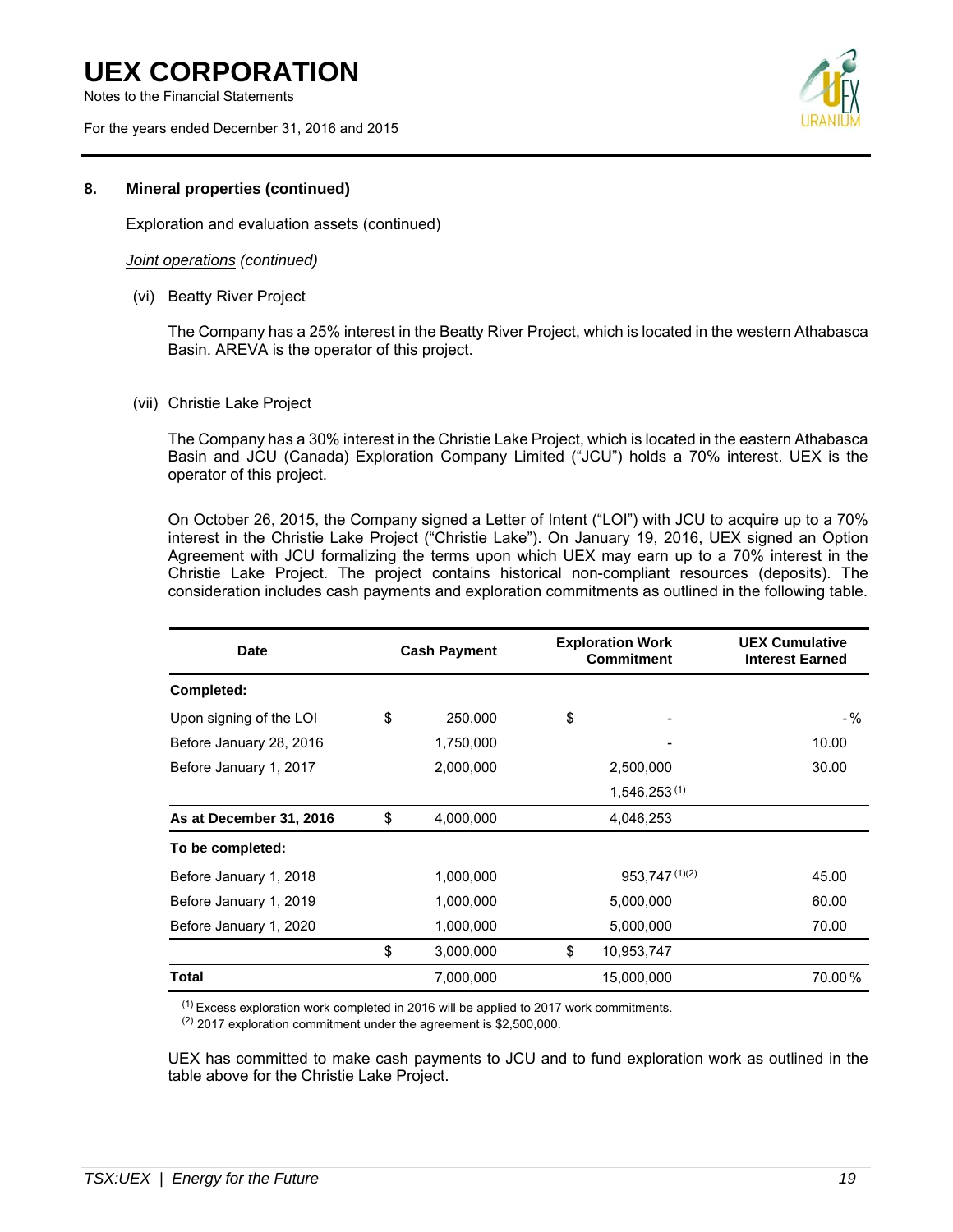## 8. Mineral properties (continued)

Exploration and evaluation assets (continued)

*Joint operations (continued)*

(vi) Beatty River Project

The Company has a 25% interest in the Beatty River Project, which is located in the western Athabasca Basin. AREVA is the operator of this project.

(vii) Christie Lake Project

The Company has a 30% interest in the Christie Lake Project, which is located in the eastern Athabasca Basin and JCU (Canada) Exploration Company Limited ("JCU") holds a 70% interest. UEX is the operator of this project.

On October 26, 2015, the Company signed a Letter of Intent ("LOI") with JCU to acquire up to a 70% interest in the Christie Lake Project ("Christie Lake"). On January 19, 2016, UEX signed an Option Agreement with JCU formalizing the terms upon which UEX may earn up to a 70% interest in the Christie Lake Project. The project contains historical non-compliant resources (deposits). The consideration includes cash payments and exploration commitments as outlined in the following table.

| Date | Cash Payment | Exploration Work Commitment | UEX Cumulative Interest Earned |
|---|---|---|---|
| **Completed:** | | | |
| Upon signing of the LOI | $ 250,000 | $ - | - % |
| Before January 28, 2016 | 1,750,000 | - | 10.00 |
| Before January 1, 2017 | 2,000,000 | 2,500,000 | 30.00 |
| | | 1,546,253 [1] | |
| **As at December 31, 2016** | $ 4,000,000 | 4,046,253 | |
| **To be completed:** | | | |
| Before January 1, 2018 | 1,000,000 | 953,747 [1][2] | 45.00 |
| Before January 1, 2019 | 1,000,000 | 5,000,000 | 60.00 |
| Before January 1, 2020 | 1,000,000 | 5,000,000 | 70.00 |
| | $ 3,000,000 | $ 10,953,747 | |
| **Total** | 7,000,000 | 15,000,000 | 70.00 % |

[1] Excess exploration work completed in 2016 will be applied to 2017 work commitments.
[2] 2017 exploration commitment under the agreement is $2,500,000.

UEX has committed to make cash payments to JCU and to fund exploration work as outlined in the table above for the Christie Lake Project.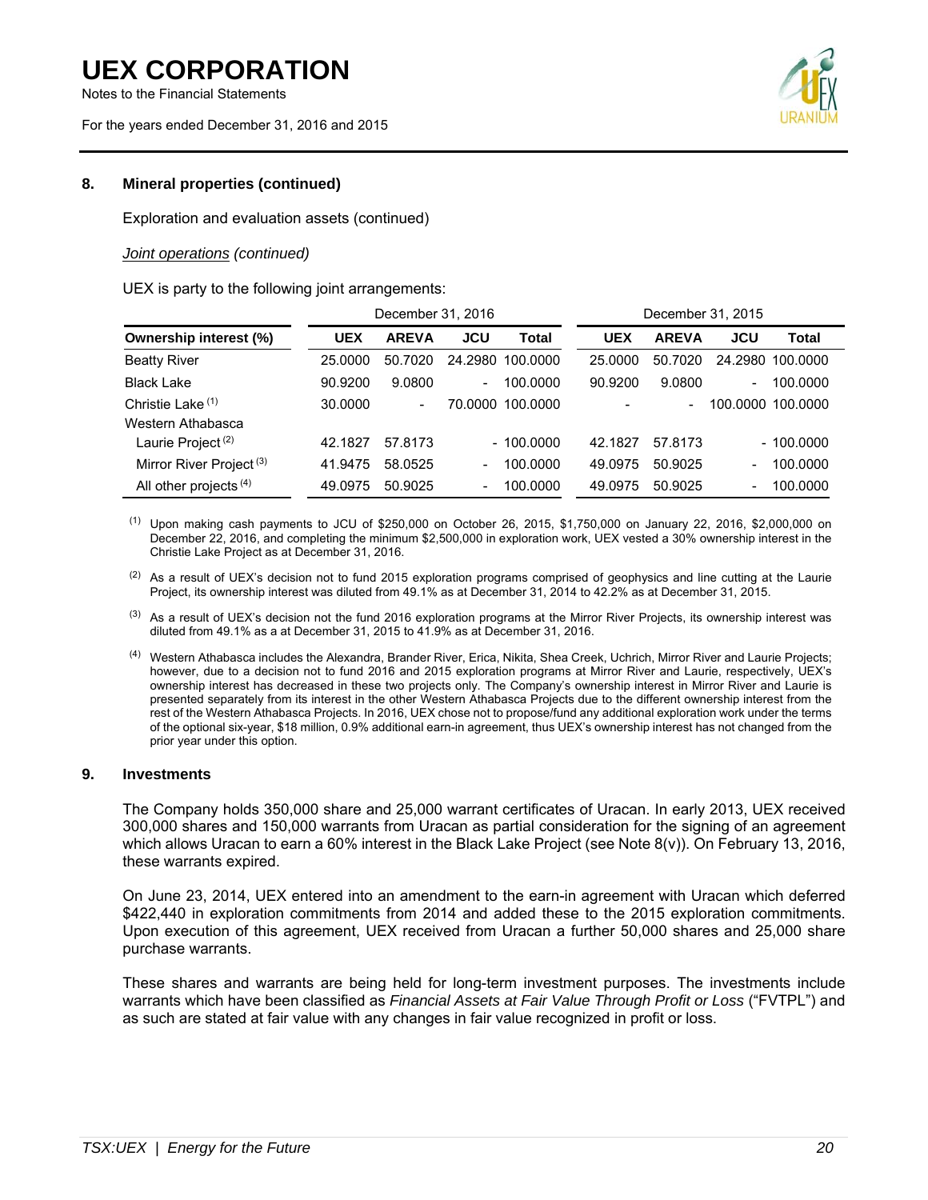## 8. Mineral properties (continued)

Exploration and evaluation assets (continued)

*Joint operations (continued)*

UEX is party to the following joint arrangements:

| | December 31, 2016 | | | | December 31, 2015 | | | |
|---|---|---|---|---|---|---|---|---|
| **Ownership interest (%)** | **UEX** | **AREVA** | **JCU** | **Total** | **UEX** | **AREVA** | **JCU** | **Total** |
| Beatty River | 25.0000 | 50.7020 | 24.2980 | 100.0000 | 25.0000 | 50.7020 | 24.2980 | 100.0000 |
| Black Lake | 90.9200 | 9.0800 | - | 100.0000 | 90.9200 | 9.0800 | - | 100.0000 |
| Christie Lake [(1)] | 30.0000 | - | 70.0000 | 100.0000 | - | - | 100.0000 | 100.0000 |
| Western Athabasca | | | | | | | | |
| Laurie Project [(2)] | 42.1827 | 57.8173 | - | 100.0000 | 42.1827 | 57.8173 | - | 100.0000 |
| Mirror River Project [(3)] | 41.9475 | 58.0525 | - | 100.0000 | 49.0975 | 50.9025 | - | 100.0000 |
| All other projects [(4)] | 49.0975 | 50.9025 | - | 100.0000 | 49.0975 | 50.9025 | - | 100.0000 |

(1) Upon making cash payments to JCU of $250,000 on October 26, 2015, $1,750,000 on January 22, 2016, $2,000,000 on December 22, 2016, and completing the minimum $2,500,000 in exploration work, UEX vested a 30% ownership interest in the Christie Lake Project as at December 31, 2016.

(2) As a result of UEX's decision not to fund 2015 exploration programs comprised of geophysics and line cutting at the Laurie Project, its ownership interest was diluted from 49.1% as at December 31, 2014 to 42.2% as at December 31, 2015.

(3) As a result of UEX's decision not the fund 2016 exploration programs at the Mirror River Projects, its ownership interest was diluted from 49.1% as a at December 31, 2015 to 41.9% as at December 31, 2016.

(4) Western Athabasca includes the Alexandra, Brander River, Erica, Nikita, Shea Creek, Uchrich, Mirror River and Laurie Projects; however, due to a decision not to fund 2016 and 2015 exploration programs at Mirror River and Laurie, respectively, UEX's ownership interest has decreased in these two projects only. The Company's ownership interest in Mirror River and Laurie is presented separately from its interest in the other Western Athabasca Projects due to the different ownership interest from the rest of the Western Athabasca Projects. In 2016, UEX chose not to propose/fund any additional exploration work under the terms of the optional six-year, $18 million, 0.9% additional earn-in agreement, thus UEX's ownership interest has not changed from the prior year under this option.

## 9. Investments

The Company holds 350,000 share and 25,000 warrant certificates of Uracan. In early 2013, UEX received 300,000 shares and 150,000 warrants from Uracan as partial consideration for the signing of an agreement which allows Uracan to earn a 60% interest in the Black Lake Project (see Note 8(v)). On February 13, 2016, these warrants expired.

On June 23, 2014, UEX entered into an amendment to the earn-in agreement with Uracan which deferred $422,440 in exploration commitments from 2014 and added these to the 2015 exploration commitments. Upon execution of this agreement, UEX received from Uracan a further 50,000 shares and 25,000 share purchase warrants.

These shares and warrants are being held for long-term investment purposes. The investments include warrants which have been classified as *Financial Assets at Fair Value Through Profit or Loss* ("FVTPL") and as such are stated at fair value with any changes in fair value recognized in profit or loss.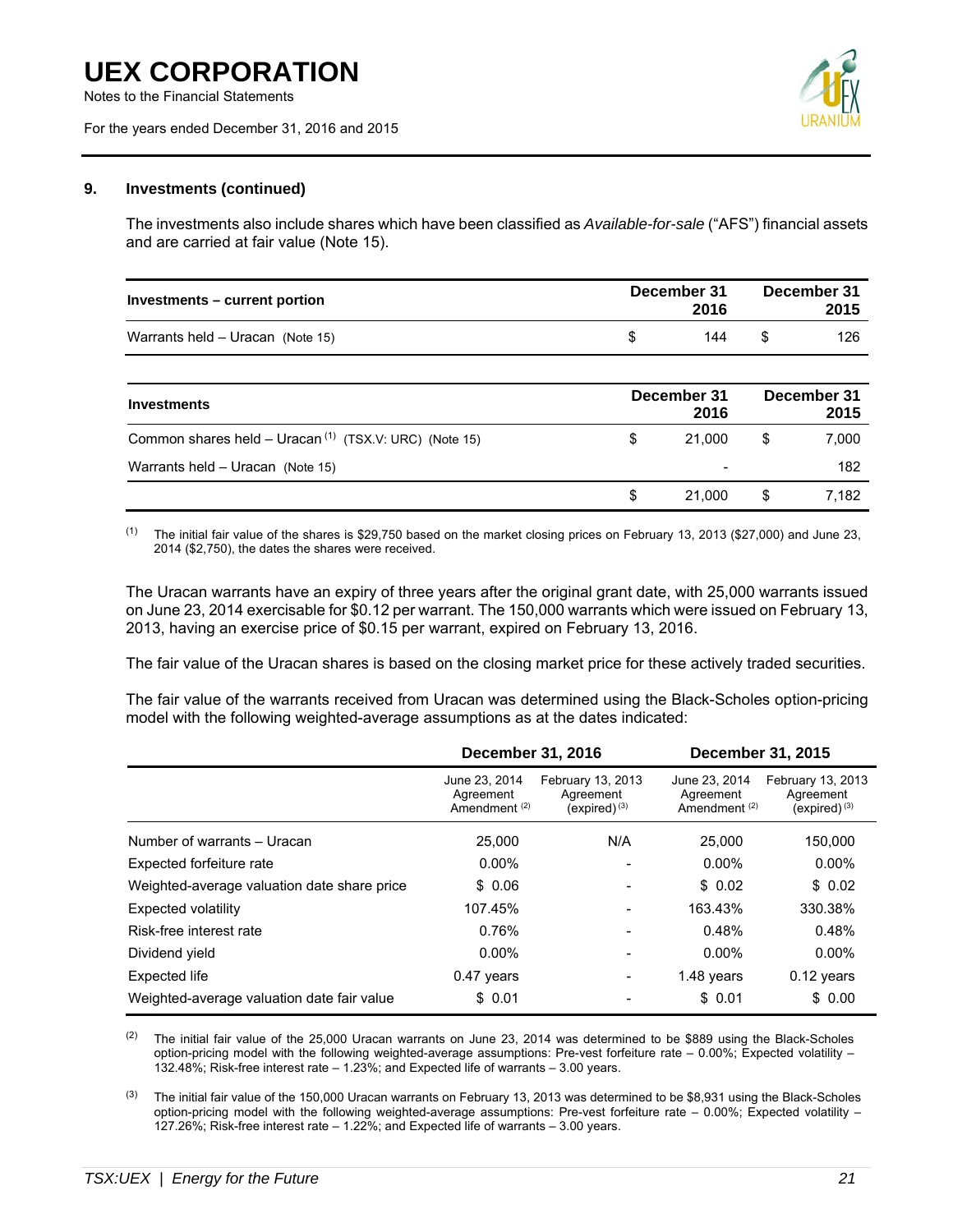### 9. Investments (continued)

The investments also include shares which have been classified as *Available-for-sale* ("AFS") financial assets and are carried at fair value (Note 15).

| Investments – current portion | December 31 2016 | December 31 2015 |
|---|---|---|
| Warrants held – Uracan (Note 15) | $ 144 | $ 126 |

| Investments | December 31 2016 | December 31 2015 |
|---|---|---|
| Common shares held – Uracan [(1)] (TSX.V: URC) (Note 15) | $ 21,000 | $ 7,000 |
| Warrants held – Uracan (Note 15) | - | 182 |
| | $ 21,000 | $ 7,182 |

(1) The initial fair value of the shares is $29,750 based on the market closing prices on February 13, 2013 ($27,000) and June 23, 2014 ($2,750), the dates the shares were received.

The Uracan warrants have an expiry of three years after the original grant date, with 25,000 warrants issued on June 23, 2014 exercisable for $0.12 per warrant. The 150,000 warrants which were issued on February 13, 2013, having an exercise price of $0.15 per warrant, expired on February 13, 2016.

The fair value of the Uracan shares is based on the closing market price for these actively traded securities.

The fair value of the warrants received from Uracan was determined using the Black-Scholes option-pricing model with the following weighted-average assumptions as at the dates indicated:

| | December 31, 2016 | | December 31, 2015 | |
|---|---|---|---|---|
| | June 23, 2014 Agreement Amendment [(2)] | February 13, 2013 Agreement (expired) [(3)] | June 23, 2014 Agreement Amendment [(2)] | February 13, 2013 Agreement (expired) [(3)] |
| Number of warrants – Uracan | 25,000 | N/A | 25,000 | 150,000 |
| Expected forfeiture rate | 0.00% | - | 0.00% | 0.00% |
| Weighted-average valuation date share price | $ 0.06 | - | $ 0.02 | $ 0.02 |
| Expected volatility | 107.45% | - | 163.43% | 330.38% |
| Risk-free interest rate | 0.76% | - | 0.48% | 0.48% |
| Dividend yield | 0.00% | - | 0.00% | 0.00% |
| Expected life | 0.47 years | - | 1.48 years | 0.12 years |
| Weighted-average valuation date fair value | $ 0.01 | - | $ 0.01 | $ 0.00 |

(2) The initial fair value of the 25,000 Uracan warrants on June 23, 2014 was determined to be $889 using the Black-Scholes option-pricing model with the following weighted-average assumptions: Pre-vest forfeiture rate – 0.00%; Expected volatility – 132.48%; Risk-free interest rate – 1.23%; and Expected life of warrants – 3.00 years.

(3) The initial fair value of the 150,000 Uracan warrants on February 13, 2013 was determined to be $8,931 using the Black-Scholes option-pricing model with the following weighted-average assumptions: Pre-vest forfeiture rate – 0.00%; Expected volatility – 127.26%; Risk-free interest rate – 1.22%; and Expected life of warrants – 3.00 years.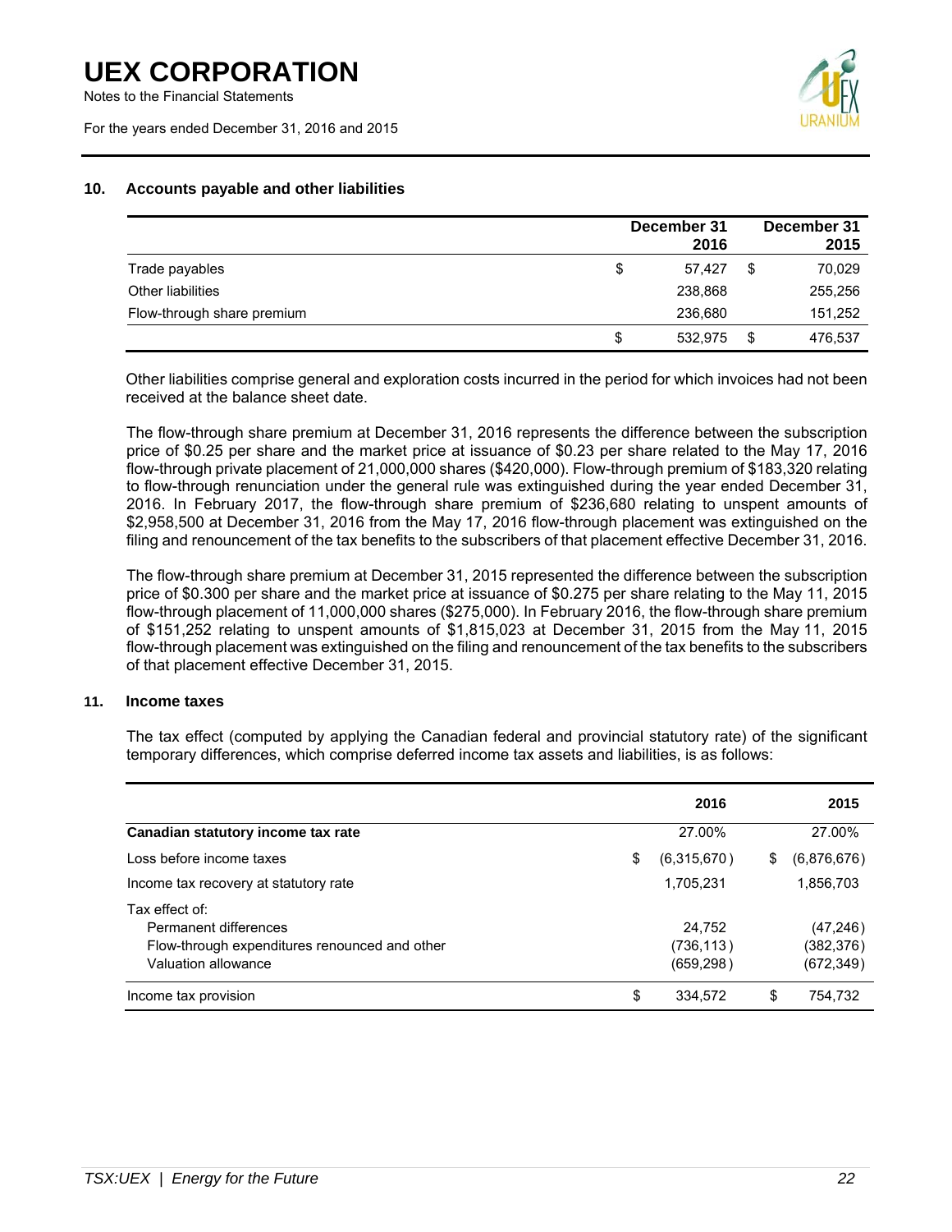## 10. Accounts payable and other liabilities

| | | December 31 2016 | | December 31 2015 |
|---|---|---|---|---|
| Trade payables | $ | 57,427 | $ | 70,029 |
| Other liabilities | | 238,868 | | 255,256 |
| Flow-through share premium | | 236,680 | | 151,252 |
| | $ | 532,975 | $ | 476,537 |

Other liabilities comprise general and exploration costs incurred in the period for which invoices had not been received at the balance sheet date.

The flow-through share premium at December 31, 2016 represents the difference between the subscription price of $0.25 per share and the market price at issuance of $0.23 per share related to the May 17, 2016 flow-through private placement of 21,000,000 shares ($420,000). Flow-through premium of $183,320 relating to flow-through renunciation under the general rule was extinguished during the year ended December 31, 2016. In February 2017, the flow-through share premium of $236,680 relating to unspent amounts of $2,958,500 at December 31, 2016 from the May 17, 2016 flow-through placement was extinguished on the filing and renouncement of the tax benefits to the subscribers of that placement effective December 31, 2016.

The flow-through share premium at December 31, 2015 represented the difference between the subscription price of $0.300 per share and the market price at issuance of $0.275 per share relating to the May 11, 2015 flow-through placement of 11,000,000 shares ($275,000). In February 2016, the flow-through share premium of $151,252 relating to unspent amounts of $1,815,023 at December 31, 2015 from the May 11, 2015 flow-through placement was extinguished on the filing and renouncement of the tax benefits to the subscribers of that placement effective December 31, 2015.

## 11. Income taxes

The tax effect (computed by applying the Canadian federal and provincial statutory rate) of the significant temporary differences, which comprise deferred income tax assets and liabilities, is as follows:

| | | 2016 | | 2015 |
|---|---|---|---|---|
| **Canadian statutory income tax rate** | | 27.00% | | 27.00% |
| Loss before income taxes | $ | (6,315,670) | $ | (6,876,676) |
| Income tax recovery at statutory rate | | 1,705,231 | | 1,856,703 |
| Tax effect of: | | | | |
| Permanent differences | | 24,752 | | (47,246) |
| Flow-through expenditures renounced and other | | (736,113) | | (382,376) |
| Valuation allowance | | (659,298) | | (672,349) |
| Income tax provision | $ | 334,572 | $ | 754,732 |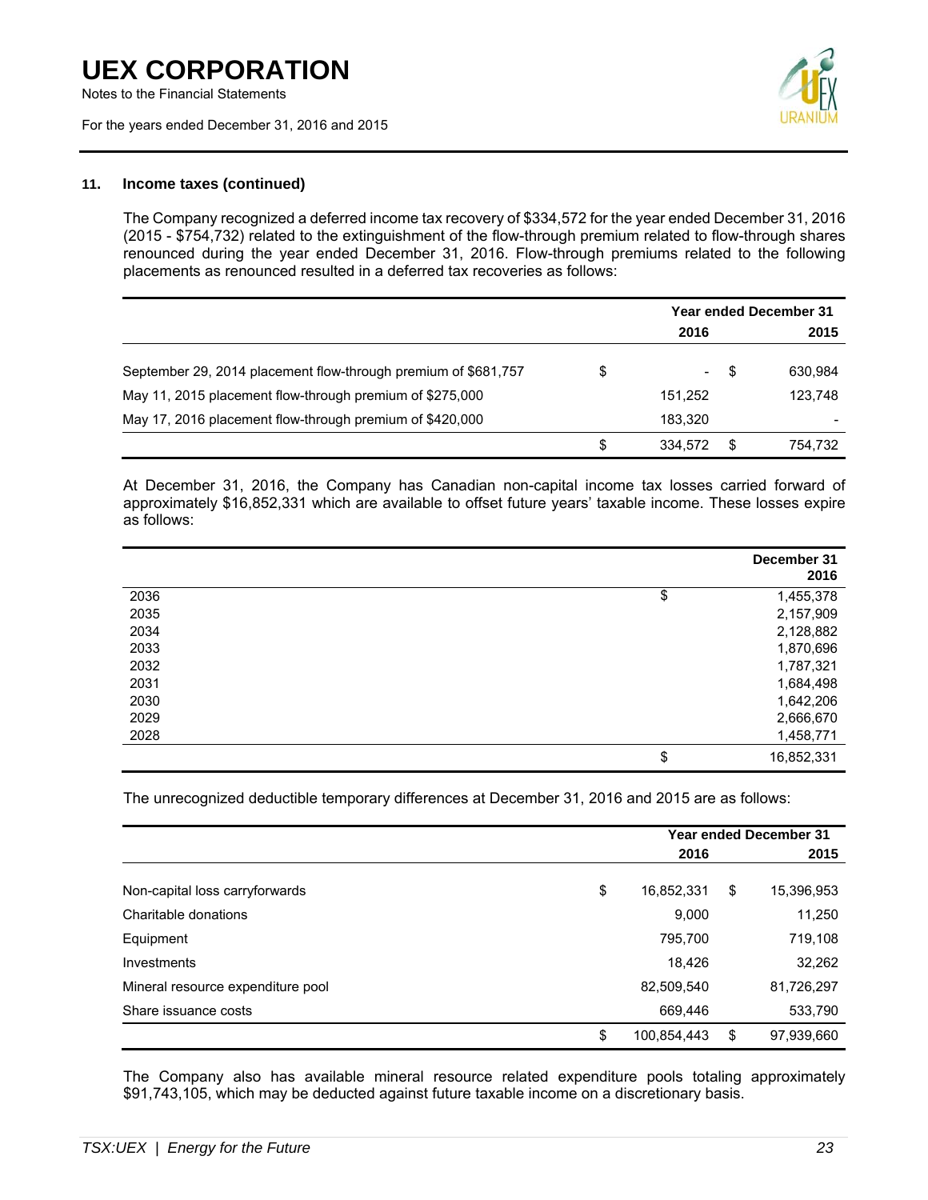### 11. Income taxes (continued)

The Company recognized a deferred income tax recovery of $334,572 for the year ended December 31, 2016 (2015 - $754,732) related to the extinguishment of the flow-through premium related to flow-through shares renounced during the year ended December 31, 2016. Flow-through premiums related to the following placements as renounced resulted in a deferred tax recoveries as follows:

| | Year ended December 31 | |
|---|---|---|
| | 2016 | 2015 |
| September 29, 2014 placement flow-through premium of $681,757 | $ - | $ 630,984 |
| May 11, 2015 placement flow-through premium of $275,000 | 151,252 | 123,748 |
| May 17, 2016 placement flow-through premium of $420,000 | 183,320 | - |
| | $ 334,572 | $ 754,732 |

At December 31, 2016, the Company has Canadian non-capital income tax losses carried forward of approximately $16,852,331 which are available to offset future years' taxable income. These losses expire as follows:

| | December 31 2016 |
|---|---|
| 2036 | $ 1,455,378 |
| 2035 | 2,157,909 |
| 2034 | 2,128,882 |
| 2033 | 1,870,696 |
| 2032 | 1,787,321 |
| 2031 | 1,684,498 |
| 2030 | 1,642,206 |
| 2029 | 2,666,670 |
| 2028 | 1,458,771 |
| | $ 16,852,331 |

The unrecognized deductible temporary differences at December 31, 2016 and 2015 are as follows:

| | Year ended December 31 | |
|---|---|---|
| | 2016 | 2015 |
| Non-capital loss carryforwards | $ 16,852,331 | $ 15,396,953 |
| Charitable donations | 9,000 | 11,250 |
| Equipment | 795,700 | 719,108 |
| Investments | 18,426 | 32,262 |
| Mineral resource expenditure pool | 82,509,540 | 81,726,297 |
| Share issuance costs | 669,446 | 533,790 |
| | $ 100,854,443 | $ 97,939,660 |

The Company also has available mineral resource related expenditure pools totaling approximately $91,743,105, which may be deducted against future taxable income on a discretionary basis.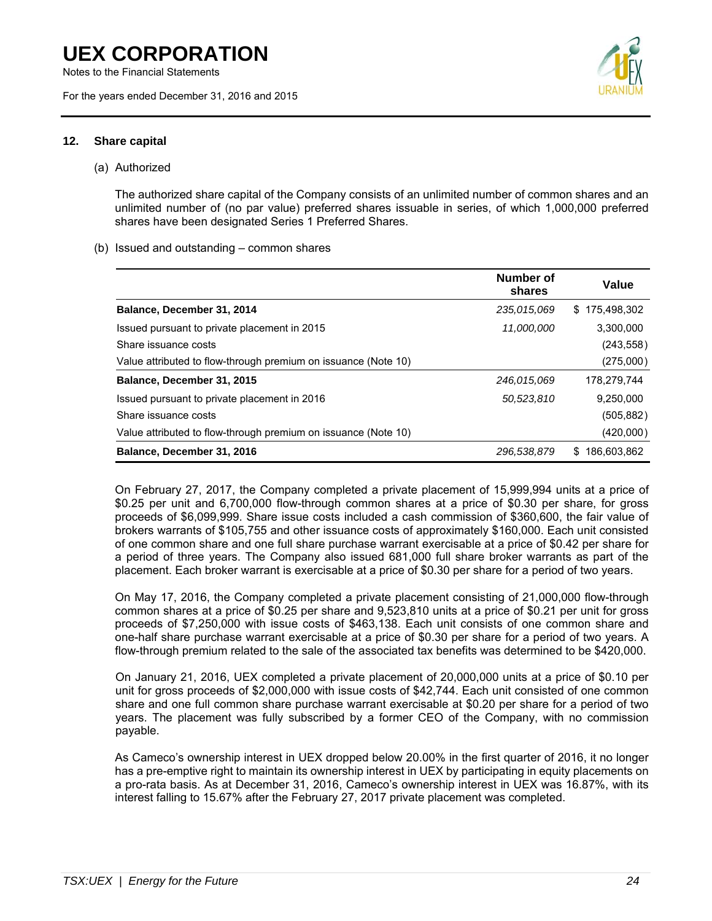## 12. Share capital

(a) Authorized

The authorized share capital of the Company consists of an unlimited number of common shares and an unlimited number of (no par value) preferred shares issuable in series, of which 1,000,000 preferred shares have been designated Series 1 Preferred Shares.

(b) Issued and outstanding – common shares

| | Number of shares | Value |
|---|---|---|
| **Balance, December 31, 2014** | *235,015,069* | $ 175,498,302 |
| Issued pursuant to private placement in 2015 | *11,000,000* | 3,300,000 |
| Share issuance costs | | (243,558) |
| Value attributed to flow-through premium on issuance (Note 10) | | (275,000) |
| **Balance, December 31, 2015** | *246,015,069* | 178,279,744 |
| Issued pursuant to private placement in 2016 | *50,523,810* | 9,250,000 |
| Share issuance costs | | (505,882) |
| Value attributed to flow-through premium on issuance (Note 10) | | (420,000) |
| **Balance, December 31, 2016** | *296,538,879* | $ 186,603,862 |

On February 27, 2017, the Company completed a private placement of 15,999,994 units at a price of $0.25 per unit and 6,700,000 flow-through common shares at a price of $0.30 per share, for gross proceeds of $6,099,999. Share issue costs included a cash commission of $360,600, the fair value of brokers warrants of $105,755 and other issuance costs of approximately $160,000. Each unit consisted of one common share and one full share purchase warrant exercisable at a price of $0.42 per share for a period of three years. The Company also issued 681,000 full share broker warrants as part of the placement. Each broker warrant is exercisable at a price of $0.30 per share for a period of two years.

On May 17, 2016, the Company completed a private placement consisting of 21,000,000 flow-through common shares at a price of $0.25 per share and 9,523,810 units at a price of $0.21 per unit for gross proceeds of $7,250,000 with issue costs of $463,138. Each unit consists of one common share and one-half share purchase warrant exercisable at a price of $0.30 per share for a period of two years. A flow-through premium related to the sale of the associated tax benefits was determined to be $420,000.

On January 21, 2016, UEX completed a private placement of 20,000,000 units at a price of $0.10 per unit for gross proceeds of $2,000,000 with issue costs of $42,744. Each unit consisted of one common share and one full common share purchase warrant exercisable at $0.20 per share for a period of two years. The placement was fully subscribed by a former CEO of the Company, with no commission payable.

As Cameco's ownership interest in UEX dropped below 20.00% in the first quarter of 2016, it no longer has a pre-emptive right to maintain its ownership interest in UEX by participating in equity placements on a pro-rata basis. As at December 31, 2016, Cameco's ownership interest in UEX was 16.87%, with its interest falling to 15.67% after the February 27, 2017 private placement was completed.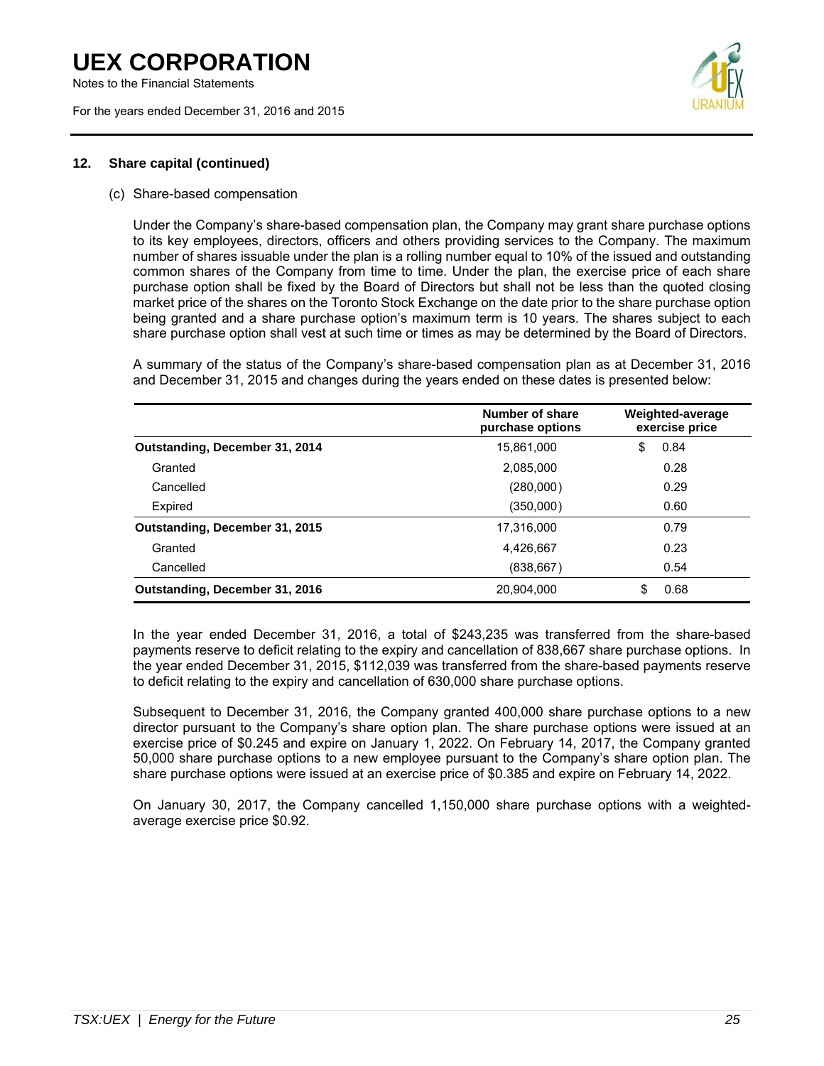## 12. Share capital (continued)

(c) Share-based compensation

Under the Company's share-based compensation plan, the Company may grant share purchase options to its key employees, directors, officers and others providing services to the Company. The maximum number of shares issuable under the plan is a rolling number equal to 10% of the issued and outstanding common shares of the Company from time to time. Under the plan, the exercise price of each share purchase option shall be fixed by the Board of Directors but shall not be less than the quoted closing market price of the shares on the Toronto Stock Exchange on the date prior to the share purchase option being granted and a share purchase option's maximum term is 10 years. The shares subject to each share purchase option shall vest at such time or times as may be determined by the Board of Directors.

A summary of the status of the Company's share-based compensation plan as at December 31, 2016 and December 31, 2015 and changes during the years ended on these dates is presented below:

| | Number of share purchase options | Weighted-average exercise price |
|---|---|---|
| **Outstanding, December 31, 2014** | 15,861,000 | $ 0.84 |
| Granted | 2,085,000 | 0.28 |
| Cancelled | (280,000) | 0.29 |
| Expired | (350,000) | 0.60 |
| **Outstanding, December 31, 2015** | 17,316,000 | 0.79 |
| Granted | 4,426,667 | 0.23 |
| Cancelled | (838,667) | 0.54 |
| **Outstanding, December 31, 2016** | 20,904,000 | $ 0.68 |

In the year ended December 31, 2016, a total of $243,235 was transferred from the share-based payments reserve to deficit relating to the expiry and cancellation of 838,667 share purchase options. In the year ended December 31, 2015, $112,039 was transferred from the share-based payments reserve to deficit relating to the expiry and cancellation of 630,000 share purchase options.

Subsequent to December 31, 2016, the Company granted 400,000 share purchase options to a new director pursuant to the Company's share option plan. The share purchase options were issued at an exercise price of $0.245 and expire on January 1, 2022. On February 14, 2017, the Company granted 50,000 share purchase options to a new employee pursuant to the Company's share option plan. The share purchase options were issued at an exercise price of $0.385 and expire on February 14, 2022.

On January 30, 2017, the Company cancelled 1,150,000 share purchase options with a weighted-average exercise price $0.92.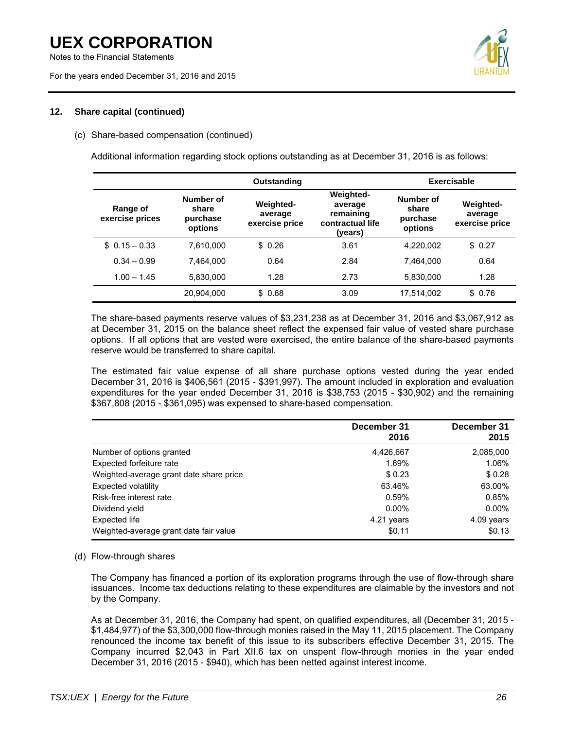## 12. Share capital (continued)

(c) Share-based compensation (continued)

Additional information regarding stock options outstanding as at December 31, 2016 is as follows:

| | Outstanding | | | Exercisable | |
|---|---|---|---|---|---|
| Range of exercise prices | Number of share purchase options | Weighted-average exercise price | Weighted-average remaining contractual life (years) | Number of share purchase options | Weighted-average exercise price |
| $ 0.15 – 0.33 | 7,610,000 | $ 0.26 | 3.61 | 4,220,002 | $ 0.27 |
| 0.34 – 0.99 | 7,464,000 | 0.64 | 2.84 | 7,464,000 | 0.64 |
| 1.00 – 1.45 | 5,830,000 | 1.28 | 2.73 | 5,830,000 | 1.28 |
| | 20,904,000 | $ 0.68 | 3.09 | 17,514,002 | $ 0.76 |

The share-based payments reserve values of $3,231,238 as at December 31, 2016 and $3,067,912 as at December 31, 2015 on the balance sheet reflect the expensed fair value of vested share purchase options. If all options that are vested were exercised, the entire balance of the share-based payments reserve would be transferred to share capital.

The estimated fair value expense of all share purchase options vested during the year ended December 31, 2016 is $406,561 (2015 - $391,997). The amount included in exploration and evaluation expenditures for the year ended December 31, 2016 is $38,753 (2015 - $30,902) and the remaining $367,808 (2015 - $361,095) was expensed to share-based compensation.

| | December 31 2016 | December 31 2015 |
|---|---|---|
| Number of options granted | 4,426,667 | 2,085,000 |
| Expected forfeiture rate | 1.69% | 1.06% |
| Weighted-average grant date share price | $ 0.23 | $ 0.28 |
| Expected volatility | 63.46% | 63.00% |
| Risk-free interest rate | 0.59% | 0.85% |
| Dividend yield | 0.00% | 0.00% |
| Expected life | 4.21 years | 4.09 years |
| Weighted-average grant date fair value | $0.11 | $0.13 |

(d) Flow-through shares

The Company has financed a portion of its exploration programs through the use of flow-through share issuances. Income tax deductions relating to these expenditures are claimable by the investors and not by the Company.

As at December 31, 2016, the Company had spent, on qualified expenditures, all (December 31, 2015 - $1,484,977) of the $3,300,000 flow-through monies raised in the May 11, 2015 placement. The Company renounced the income tax benefit of this issue to its subscribers effective December 31, 2015. The Company incurred $2,043 in Part XII.6 tax on unspent flow-through monies in the year ended December 31, 2016 (2015 - $940), which has been netted against interest income.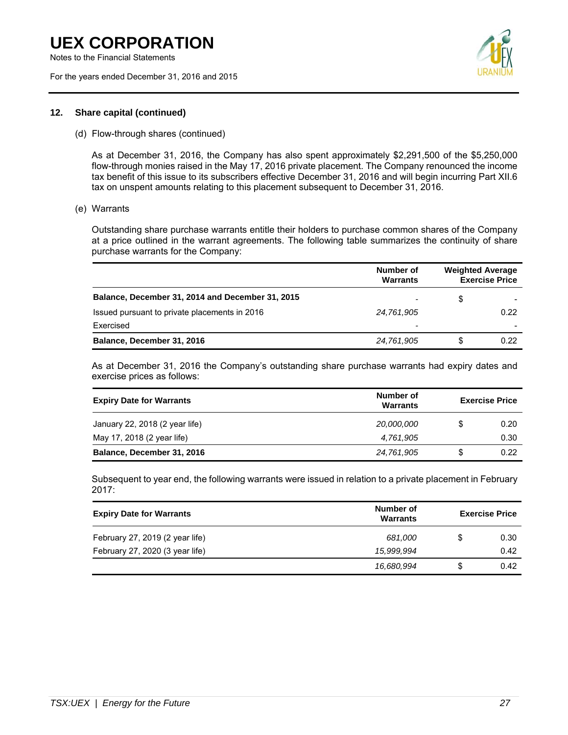## 12. Share capital (continued)

(d) Flow-through shares (continued)

As at December 31, 2016, the Company has also spent approximately $2,291,500 of the $5,250,000 flow-through monies raised in the May 17, 2016 private placement. The Company renounced the income tax benefit of this issue to its subscribers effective December 31, 2016 and will begin incurring Part XII.6 tax on unspent amounts relating to this placement subsequent to December 31, 2016.

(e) Warrants

Outstanding share purchase warrants entitle their holders to purchase common shares of the Company at a price outlined in the warrant agreements. The following table summarizes the continuity of share purchase warrants for the Company:

| | Number of Warrants | | Weighted Average Exercise Price |
|---|---|---|---|
| **Balance, December 31, 2014 and December 31, 2015** | - | $ | - |
| Issued pursuant to private placements in 2016 | *24,761,905* | | 0.22 |
| Exercised | - | | - |
| **Balance, December 31, 2016** | *24,761,905* | $ | 0.22 |

As at December 31, 2016 the Company's outstanding share purchase warrants had expiry dates and exercise prices as follows:

| Expiry Date for Warrants | Number of Warrants | | Exercise Price |
|---|---|---|---|
| January 22, 2018 (2 year life) | *20,000,000* | $ | 0.20 |
| May 17, 2018 (2 year life) | *4,761,905* | | 0.30 |
| **Balance, December 31, 2016** | *24,761,905* | $ | 0.22 |

Subsequent to year end, the following warrants were issued in relation to a private placement in February 2017:

| Expiry Date for Warrants | Number of Warrants | | Exercise Price |
|---|---|---|---|
| February 27, 2019 (2 year life) | *681,000* | $ | 0.30 |
| February 27, 2020 (3 year life) | *15,999,994* | | 0.42 |
| | *16,680,994* | $ | 0.42 |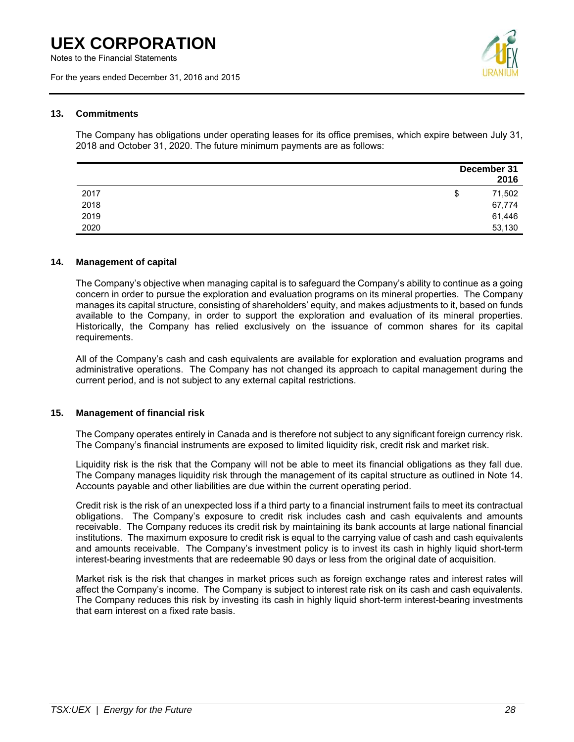## 13. Commitments

The Company has obligations under operating leases for its office premises, which expire between July 31, 2018 and October 31, 2020. The future minimum payments are as follows:

| | December 31 2016 |
|---|---|
| 2017 | $ 71,502 |
| 2018 | 67,774 |
| 2019 | 61,446 |
| 2020 | 53,130 |

## 14. Management of capital

The Company's objective when managing capital is to safeguard the Company's ability to continue as a going concern in order to pursue the exploration and evaluation programs on its mineral properties. The Company manages its capital structure, consisting of shareholders' equity, and makes adjustments to it, based on funds available to the Company, in order to support the exploration and evaluation of its mineral properties. Historically, the Company has relied exclusively on the issuance of common shares for its capital requirements.

All of the Company's cash and cash equivalents are available for exploration and evaluation programs and administrative operations. The Company has not changed its approach to capital management during the current period, and is not subject to any external capital restrictions.

## 15. Management of financial risk

The Company operates entirely in Canada and is therefore not subject to any significant foreign currency risk. The Company's financial instruments are exposed to limited liquidity risk, credit risk and market risk.

Liquidity risk is the risk that the Company will not be able to meet its financial obligations as they fall due. The Company manages liquidity risk through the management of its capital structure as outlined in Note 14. Accounts payable and other liabilities are due within the current operating period.

Credit risk is the risk of an unexpected loss if a third party to a financial instrument fails to meet its contractual obligations. The Company's exposure to credit risk includes cash and cash equivalents and amounts receivable. The Company reduces its credit risk by maintaining its bank accounts at large national financial institutions. The maximum exposure to credit risk is equal to the carrying value of cash and cash equivalents and amounts receivable. The Company's investment policy is to invest its cash in highly liquid short-term interest-bearing investments that are redeemable 90 days or less from the original date of acquisition.

Market risk is the risk that changes in market prices such as foreign exchange rates and interest rates will affect the Company's income. The Company is subject to interest rate risk on its cash and cash equivalents. The Company reduces this risk by investing its cash in highly liquid short-term interest-bearing investments that earn interest on a fixed rate basis.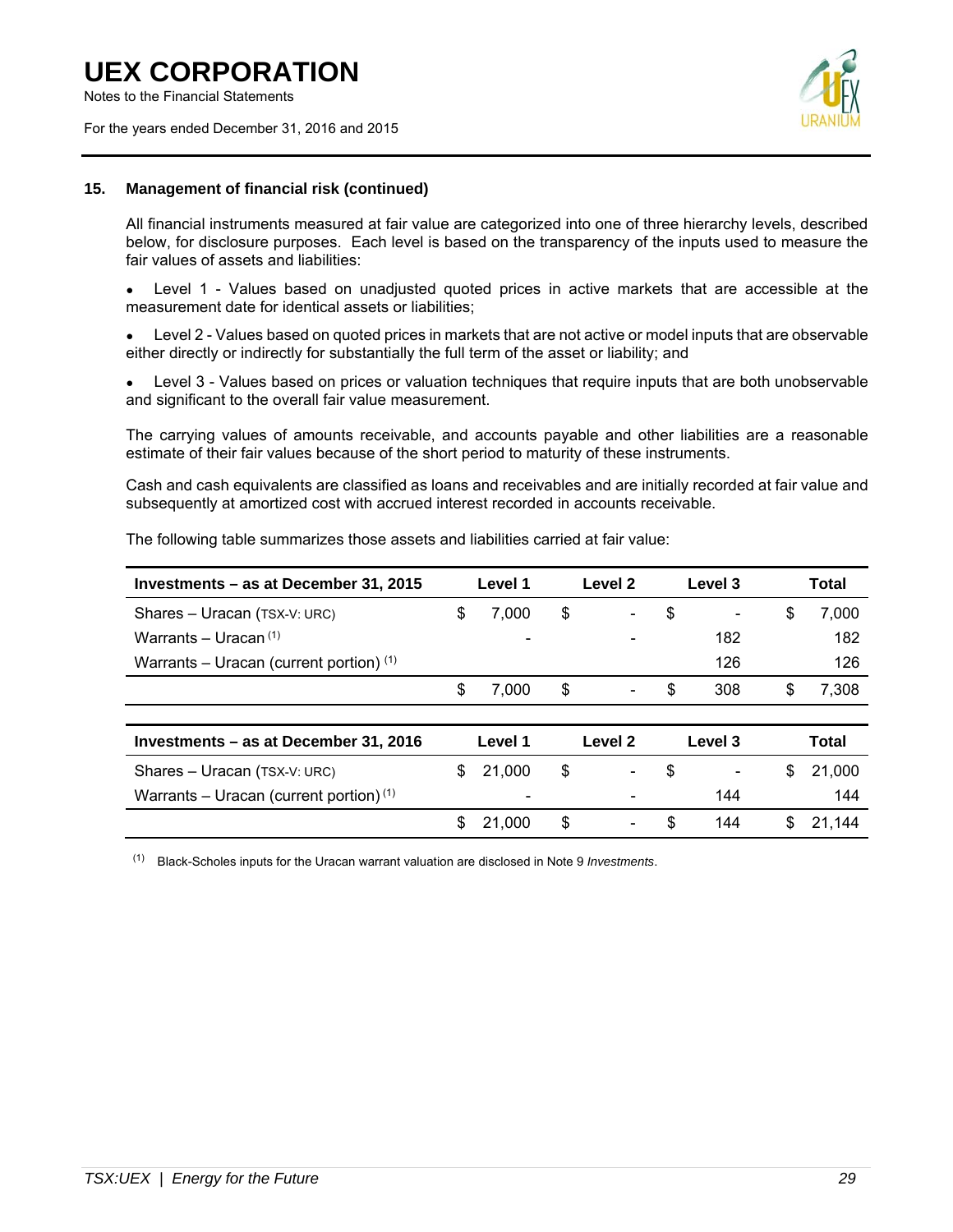## 15. Management of financial risk (continued)

All financial instruments measured at fair value are categorized into one of three hierarchy levels, described below, for disclosure purposes. Each level is based on the transparency of the inputs used to measure the fair values of assets and liabilities:

- Level 1 - Values based on unadjusted quoted prices in active markets that are accessible at the measurement date for identical assets or liabilities;
- Level 2 - Values based on quoted prices in markets that are not active or model inputs that are observable either directly or indirectly for substantially the full term of the asset or liability; and
- Level 3 - Values based on prices or valuation techniques that require inputs that are both unobservable and significant to the overall fair value measurement.

The carrying values of amounts receivable, and accounts payable and other liabilities are a reasonable estimate of their fair values because of the short period to maturity of these instruments.

Cash and cash equivalents are classified as loans and receivables and are initially recorded at fair value and subsequently at amortized cost with accrued interest recorded in accounts receivable.

The following table summarizes those assets and liabilities carried at fair value:

| Investments – as at December 31, 2015 | Level 1 | Level 2 | Level 3 | Total |
|---|---|---|---|---|
| Shares – Uracan (TSX-V: URC) | $ 7,000 | $ - | $ - | $ 7,000 |
| Warrants – Uracan [(1)] | - | - | 182 | 182 |
| Warrants – Uracan (current portion) [(1)] | | | 126 | 126 |
| | $ 7,000 | $ - | $ 308 | $ 7,308 |

| Investments – as at December 31, 2016 | Level 1 | Level 2 | Level 3 | Total |
|---|---|---|---|---|
| Shares – Uracan (TSX-V: URC) | $ 21,000 | $ - | $ - | $ 21,000 |
| Warrants – Uracan (current portion) [(1)] | - | - | 144 | 144 |
| | $ 21,000 | $ - | $ 144 | $ 21,144 |

(1) Black-Scholes inputs for the Uracan warrant valuation are disclosed in Note 9 *Investments*.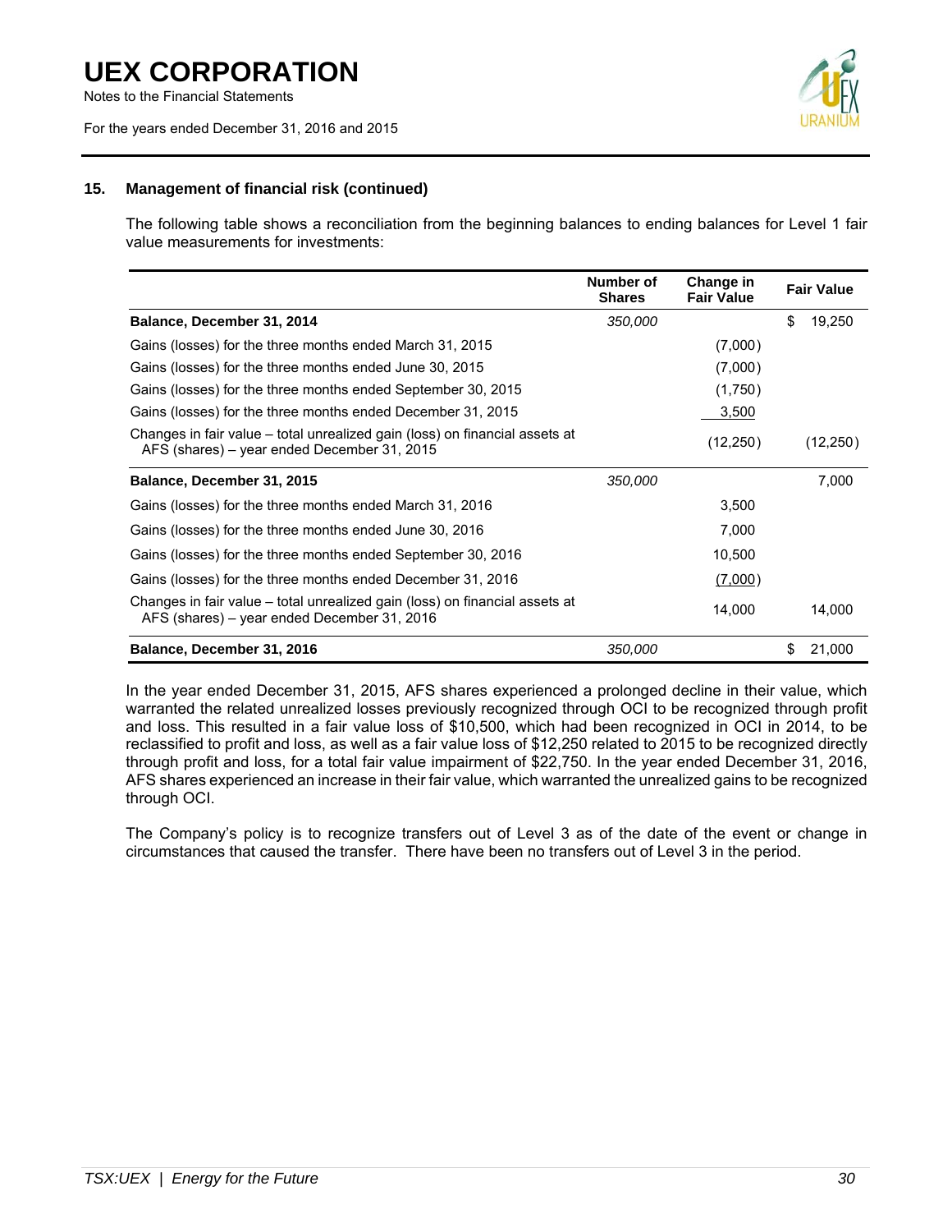### 15. Management of financial risk (continued)

The following table shows a reconciliation from the beginning balances to ending balances for Level 1 fair value measurements for investments:

| | Number of Shares | Change in Fair Value | Fair Value |
|---|---|---|---|
| **Balance, December 31, 2014** | *350,000* | | $ 19,250 |
| Gains (losses) for the three months ended March 31, 2015 | | (7,000) | |
| Gains (losses) for the three months ended June 30, 2015 | | (7,000) | |
| Gains (losses) for the three months ended September 30, 2015 | | (1,750) | |
| Gains (losses) for the three months ended December 31, 2015 | | 3,500 | |
| Changes in fair value – total unrealized gain (loss) on financial assets at AFS (shares) – year ended December 31, 2015 | | (12,250) | (12,250) |
| **Balance, December 31, 2015** | *350,000* | | 7,000 |
| Gains (losses) for the three months ended March 31, 2016 | | 3,500 | |
| Gains (losses) for the three months ended June 30, 2016 | | 7,000 | |
| Gains (losses) for the three months ended September 30, 2016 | | 10,500 | |
| Gains (losses) for the three months ended December 31, 2016 | | (7,000) | |
| Changes in fair value – total unrealized gain (loss) on financial assets at AFS (shares) – year ended December 31, 2016 | | 14,000 | 14,000 |
| **Balance, December 31, 2016** | *350,000* | | $ 21,000 |

In the year ended December 31, 2015, AFS shares experienced a prolonged decline in their value, which warranted the related unrealized losses previously recognized through OCI to be recognized through profit and loss. This resulted in a fair value loss of $10,500, which had been recognized in OCI in 2014, to be reclassified to profit and loss, as well as a fair value loss of $12,250 related to 2015 to be recognized directly through profit and loss, for a total fair value impairment of $22,750. In the year ended December 31, 2016, AFS shares experienced an increase in their fair value, which warranted the unrealized gains to be recognized through OCI.

The Company's policy is to recognize transfers out of Level 3 as of the date of the event or change in circumstances that caused the transfer. There have been no transfers out of Level 3 in the period.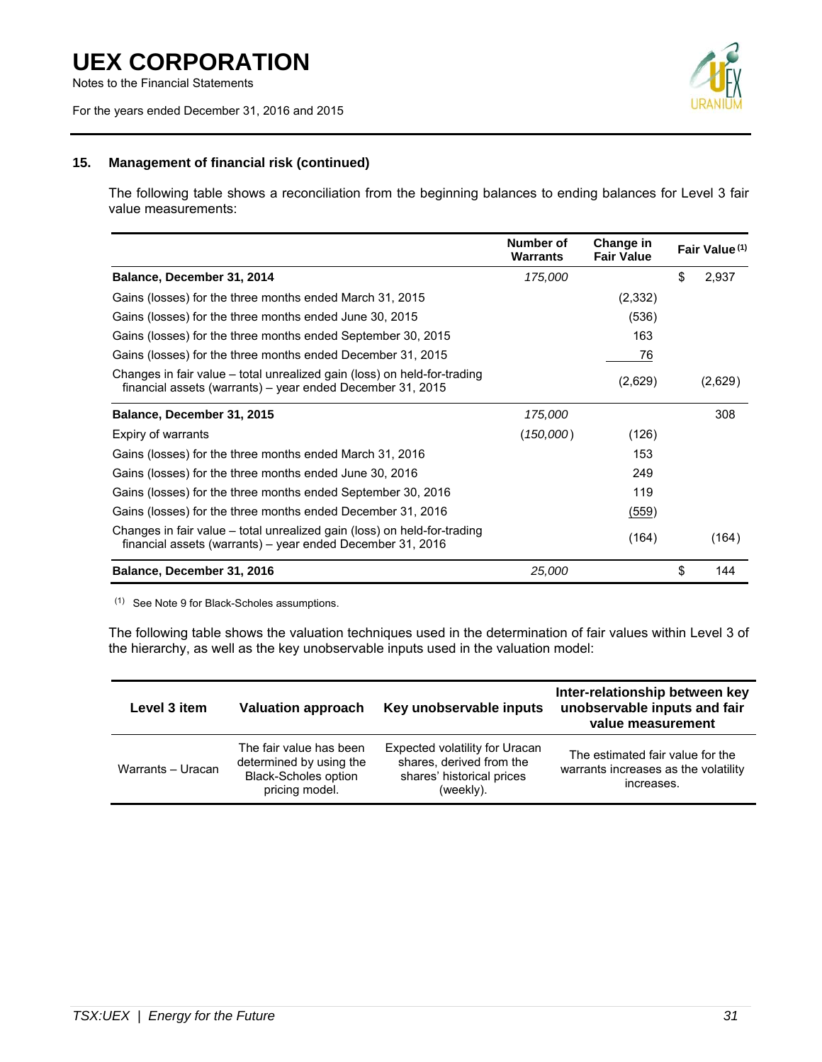### 15. Management of financial risk (continued)

The following table shows a reconciliation from the beginning balances to ending balances for Level 3 fair value measurements:

| | Number of Warrants | Change in Fair Value | Fair Value [(1)] |
|---|---|---|---|
| **Balance, December 31, 2014** | *175,000* | | $ 2,937 |
| Gains (losses) for the three months ended March 31, 2015 | | (2,332) | |
| Gains (losses) for the three months ended June 30, 2015 | | (536) | |
| Gains (losses) for the three months ended September 30, 2015 | | 163 | |
| Gains (losses) for the three months ended December 31, 2015 | | 76 | |
| Changes in fair value – total unrealized gain (loss) on held-for-trading financial assets (warrants) – year ended December 31, 2015 | | (2,629) | (2,629) |
| **Balance, December 31, 2015** | *175,000* | | 308 |
| Expiry of warrants | *(150,000)* | (126) | |
| Gains (losses) for the three months ended March 31, 2016 | | 153 | |
| Gains (losses) for the three months ended June 30, 2016 | | 249 | |
| Gains (losses) for the three months ended September 30, 2016 | | 119 | |
| Gains (losses) for the three months ended December 31, 2016 | | (559) | |
| Changes in fair value – total unrealized gain (loss) on held-for-trading financial assets (warrants) – year ended December 31, 2016 | | (164) | (164) |
| **Balance, December 31, 2016** | *25,000* | | $ 144 |

(1) See Note 9 for Black-Scholes assumptions.

The following table shows the valuation techniques used in the determination of fair values within Level 3 of the hierarchy, as well as the key unobservable inputs used in the valuation model:

| Level 3 item | Valuation approach | Key unobservable inputs | Inter-relationship between key unobservable inputs and fair value measurement |
|---|---|---|---|
| Warrants – Uracan | The fair value has been determined by using the Black-Scholes option pricing model. | Expected volatility for Uracan shares, derived from the shares' historical prices (weekly). | The estimated fair value for the warrants increases as the volatility increases. |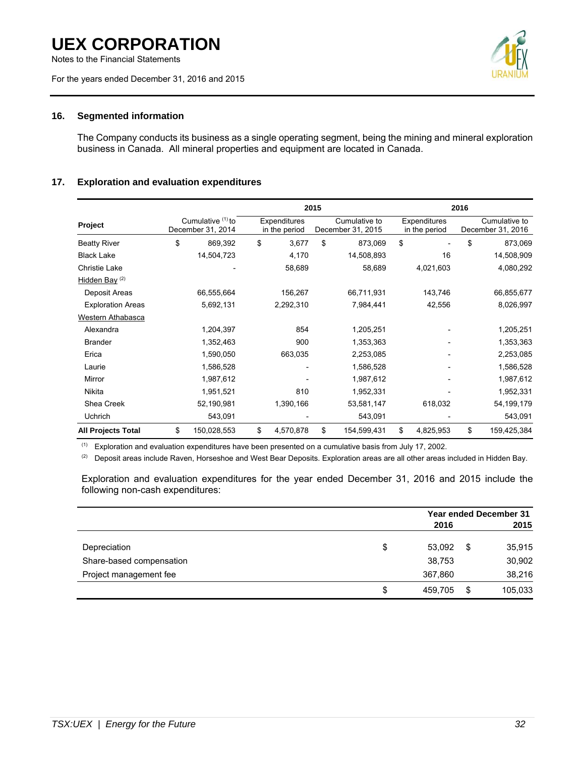## 16. Segmented information

The Company conducts its business as a single operating segment, being the mining and mineral exploration business in Canada. All mineral properties and equipment are located in Canada.

## 17. Exploration and evaluation expenditures

| Project | Cumulative [1] to December 31, 2014 | 2015 Expenditures in the period | 2015 Cumulative to December 31, 2015 | 2016 Expenditures in the period | 2016 Cumulative to December 31, 2016 |
|---|---|---|---|---|---|
| Beatty River | $ 869,392 | $ 3,677 | $ 873,069 | $ - | $ 873,069 |
| Black Lake | 14,504,723 | 4,170 | 14,508,893 | 16 | 14,508,909 |
| Christie Lake | - | 58,689 | 58,689 | 4,021,603 | 4,080,292 |
| Hidden Bay [2] | | | | | |
| Deposit Areas | 66,555,664 | 156,267 | 66,711,931 | 143,746 | 66,855,677 |
| Exploration Areas | 5,692,131 | 2,292,310 | 7,984,441 | 42,556 | 8,026,997 |
| Western Athabasca | | | | | |
| Alexandra | 1,204,397 | 854 | 1,205,251 | - | 1,205,251 |
| Brander | 1,352,463 | 900 | 1,353,363 | - | 1,353,363 |
| Erica | 1,590,050 | 663,035 | 2,253,085 | - | 2,253,085 |
| Laurie | 1,586,528 | - | 1,586,528 | - | 1,586,528 |
| Mirror | 1,987,612 | - | 1,987,612 | - | 1,987,612 |
| Nikita | 1,951,521 | 810 | 1,952,331 | - | 1,952,331 |
| Shea Creek | 52,190,981 | 1,390,166 | 53,581,147 | 618,032 | 54,199,179 |
| Uchrich | 543,091 | - | 543,091 | - | 543,091 |
| **All Projects Total** | $ 150,028,553 | $ 4,570,878 | $ 154,599,431 | $ 4,825,953 | $ 159,425,384 |

[1] Exploration and evaluation expenditures have been presented on a cumulative basis from July 17, 2002.

[2] Deposit areas include Raven, Horseshoe and West Bear Deposits. Exploration areas are all other areas included in Hidden Bay.

Exploration and evaluation expenditures for the year ended December 31, 2016 and 2015 include the following non-cash expenditures:

| | Year ended December 31 2016 | 2015 |
|---|---|---|
| Depreciation | $ 53,092 | $ 35,915 |
| Share-based compensation | 38,753 | 30,902 |
| Project management fee | 367,860 | 38,216 |
| | $ 459,705 | $ 105,033 |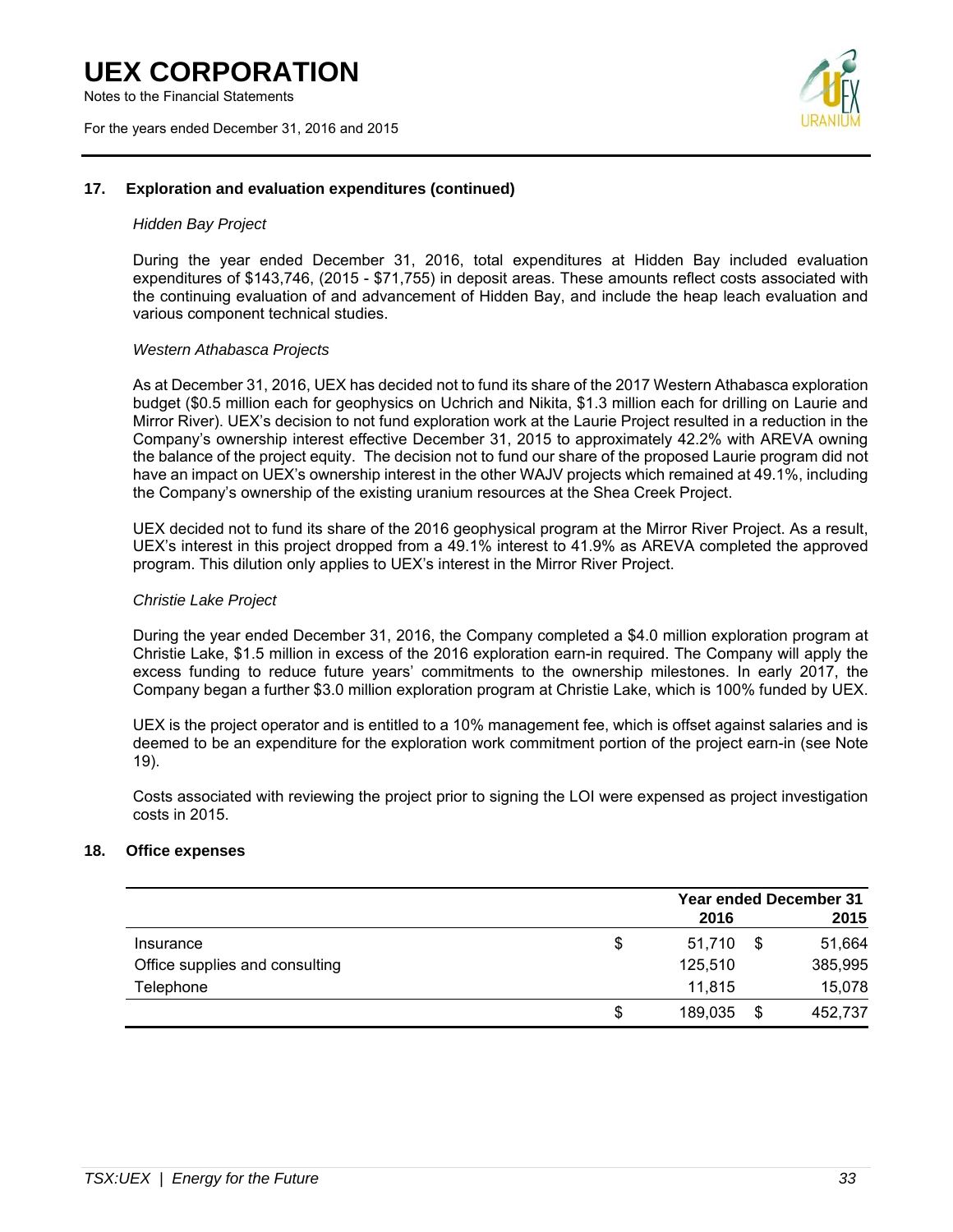## 17. Exploration and evaluation expenditures (continued)

*Hidden Bay Project*

During the year ended December 31, 2016, total expenditures at Hidden Bay included evaluation expenditures of $143,746, (2015 - $71,755) in deposit areas. These amounts reflect costs associated with the continuing evaluation of and advancement of Hidden Bay, and include the heap leach evaluation and various component technical studies.

*Western Athabasca Projects*

As at December 31, 2016, UEX has decided not to fund its share of the 2017 Western Athabasca exploration budget ($0.5 million each for geophysics on Uchrich and Nikita, $1.3 million each for drilling on Laurie and Mirror River). UEX's decision to not fund exploration work at the Laurie Project resulted in a reduction in the Company's ownership interest effective December 31, 2015 to approximately 42.2% with AREVA owning the balance of the project equity. The decision not to fund our share of the proposed Laurie program did not have an impact on UEX's ownership interest in the other WAJV projects which remained at 49.1%, including the Company's ownership of the existing uranium resources at the Shea Creek Project.

UEX decided not to fund its share of the 2016 geophysical program at the Mirror River Project. As a result, UEX's interest in this project dropped from a 49.1% interest to 41.9% as AREVA completed the approved program. This dilution only applies to UEX's interest in the Mirror River Project.

*Christie Lake Project*

During the year ended December 31, 2016, the Company completed a $4.0 million exploration program at Christie Lake, $1.5 million in excess of the 2016 exploration earn-in required. The Company will apply the excess funding to reduce future years' commitments to the ownership milestones. In early 2017, the Company began a further $3.0 million exploration program at Christie Lake, which is 100% funded by UEX.

UEX is the project operator and is entitled to a 10% management fee, which is offset against salaries and is deemed to be an expenditure for the exploration work commitment portion of the project earn-in (see Note 19).

Costs associated with reviewing the project prior to signing the LOI were expensed as project investigation costs in 2015.

## 18. Office expenses

| | Year ended December 31 2016 | 2015 |
|---|---|---|
| Insurance | $ 51,710 | $ 51,664 |
| Office supplies and consulting | 125,510 | 385,995 |
| Telephone | 11,815 | 15,078 |
| | $ 189,035 | $ 452,737 |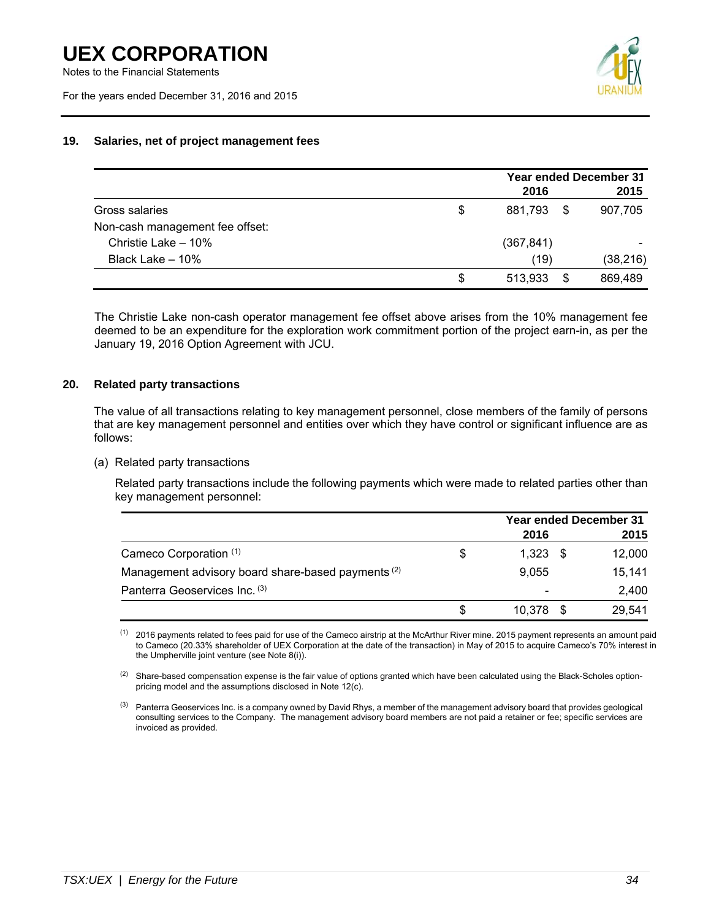## 19. Salaries, net of project management fees

| | Year ended December 31 | |
|---|---|---|
| | 2016 | 2015 |
| Gross salaries | $ 881,793 | $ 907,705 |
| Non-cash management fee offset: | | |
| Christie Lake – 10% | (367,841) | - |
| Black Lake – 10% | (19) | (38,216) |
| | $ 513,933 | $ 869,489 |

The Christie Lake non-cash operator management fee offset above arises from the 10% management fee deemed to be an expenditure for the exploration work commitment portion of the project earn-in, as per the January 19, 2016 Option Agreement with JCU.

## 20. Related party transactions

The value of all transactions relating to key management personnel, close members of the family of persons that are key management personnel and entities over which they have control or significant influence are as follows:

(a) Related party transactions

Related party transactions include the following payments which were made to related parties other than key management personnel:

| | Year ended December 31 | |
|---|---|---|
| | 2016 | 2015 |
| Cameco Corporation [1] | $ 1,323 | $ 12,000 |
| Management advisory board share-based payments [2] | 9,055 | 15,141 |
| Panterra Geoservices Inc. [3] | - | 2,400 |
| | $ 10,378 | $ 29,541 |

[1] 2016 payments related to fees paid for use of the Cameco airstrip at the McArthur River mine. 2015 payment represents an amount paid to Cameco (20.33% shareholder of UEX Corporation at the date of the transaction) in May of 2015 to acquire Cameco's 70% interest in the Umpherville joint venture (see Note 8(i)).

[2] Share-based compensation expense is the fair value of options granted which have been calculated using the Black-Scholes option-pricing model and the assumptions disclosed in Note 12(c).

[3] Panterra Geoservices Inc. is a company owned by David Rhys, a member of the management advisory board that provides geological consulting services to the Company. The management advisory board members are not paid a retainer or fee; specific services are invoiced as provided.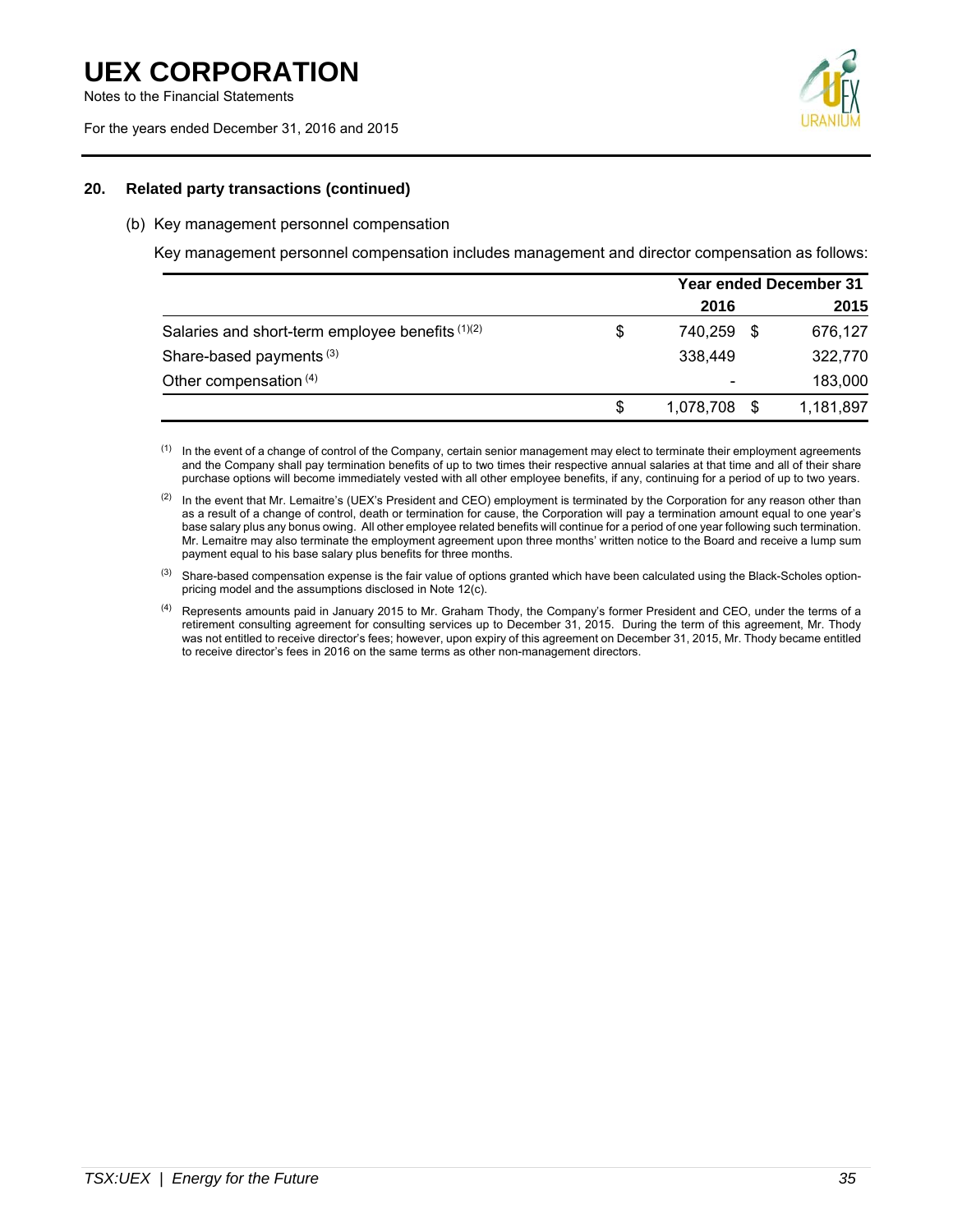## 20. Related party transactions (continued)

(b) Key management personnel compensation

Key management personnel compensation includes management and director compensation as follows:

| | Year ended December 31 | |
|---|---|---|
| | 2016 | 2015 |
| Salaries and short-term employee benefits [1][2] | $ 740,259 | $ 676,127 |
| Share-based payments [3] | 338,449 | 322,770 |
| Other compensation [4] | - | 183,000 |
| | $ 1,078,708 | $ 1,181,897 |

[1] In the event of a change of control of the Company, certain senior management may elect to terminate their employment agreements and the Company shall pay termination benefits of up to two times their respective annual salaries at that time and all of their share purchase options will become immediately vested with all other employee benefits, if any, continuing for a period of up to two years.

[2] In the event that Mr. Lemaitre's (UEX's President and CEO) employment is terminated by the Corporation for any reason other than as a result of a change of control, death or termination for cause, the Corporation will pay a termination amount equal to one year's base salary plus any bonus owing. All other employee related benefits will continue for a period of one year following such termination. Mr. Lemaitre may also terminate the employment agreement upon three months' written notice to the Board and receive a lump sum payment equal to his base salary plus benefits for three months.

[3] Share-based compensation expense is the fair value of options granted which have been calculated using the Black-Scholes option-pricing model and the assumptions disclosed in Note 12(c).

[4] Represents amounts paid in January 2015 to Mr. Graham Thody, the Company's former President and CEO, under the terms of a retirement consulting agreement for consulting services up to December 31, 2015. During the term of this agreement, Mr. Thody was not entitled to receive director's fees; however, upon expiry of this agreement on December 31, 2015, Mr. Thody became entitled to receive director's fees in 2016 on the same terms as other non-management directors.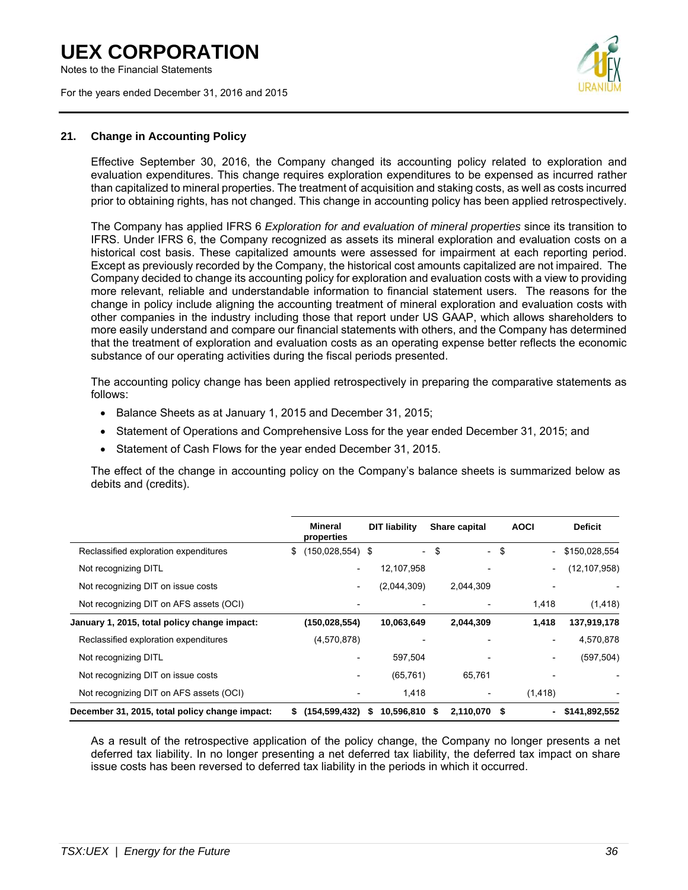## 21. Change in Accounting Policy

Effective September 30, 2016, the Company changed its accounting policy related to exploration and evaluation expenditures. This change requires exploration expenditures to be expensed as incurred rather than capitalized to mineral properties. The treatment of acquisition and staking costs, as well as costs incurred prior to obtaining rights, has not changed. This change in accounting policy has been applied retrospectively.

The Company has applied IFRS 6 *Exploration for and evaluation of mineral properties* since its transition to IFRS. Under IFRS 6, the Company recognized as assets its mineral exploration and evaluation costs on a historical cost basis. These capitalized amounts were assessed for impairment at each reporting period. Except as previously recorded by the Company, the historical cost amounts capitalized are not impaired. The Company decided to change its accounting policy for exploration and evaluation costs with a view to providing more relevant, reliable and understandable information to financial statement users. The reasons for the change in policy include aligning the accounting treatment of mineral exploration and evaluation costs with other companies in the industry including those that report under US GAAP, which allows shareholders to more easily understand and compare our financial statements with others, and the Company has determined that the treatment of exploration and evaluation costs as an operating expense better reflects the economic substance of our operating activities during the fiscal periods presented.

The accounting policy change has been applied retrospectively in preparing the comparative statements as follows:

- Balance Sheets as at January 1, 2015 and December 31, 2015;
- Statement of Operations and Comprehensive Loss for the year ended December 31, 2015; and
- Statement of Cash Flows for the year ended December 31, 2015.

The effect of the change in accounting policy on the Company's balance sheets is summarized below as debits and (credits).

| | Mineral properties | DIT liability | Share capital | AOCI | Deficit |
|---|---|---|---|---|---|
| Reclassified exploration expenditures | $ (150,028,554) | $ - | $ - | $ - | $150,028,554 |
| Not recognizing DITL | - | 12,107,958 | - | - | (12,107,958) |
| Not recognizing DIT on issue costs | - | (2,044,309) | 2,044,309 | - | - |
| Not recognizing DIT on AFS assets (OCI) | - | - | - | 1,418 | (1,418) |
| **January 1, 2015, total policy change impact:** | **(150,028,554)** | **10,063,649** | **2,044,309** | **1,418** | **137,919,178** |
| Reclassified exploration expenditures | (4,570,878) | - | - | - | 4,570,878 |
| Not recognizing DITL | - | 597,504 | - | - | (597,504) |
| Not recognizing DIT on issue costs | - | (65,761) | 65,761 | - | - |
| Not recognizing DIT on AFS assets (OCI) | - | 1,418 | - | (1,418) | - |
| **December 31, 2015, total policy change impact:** | **$ (154,599,432)** | **$ 10,596,810** | **$ 2,110,070** | **$ -** | **$141,892,552** |

As a result of the retrospective application of the policy change, the Company no longer presents a net deferred tax liability. In no longer presenting a net deferred tax liability, the deferred tax impact on share issue costs has been reversed to deferred tax liability in the periods in which it occurred.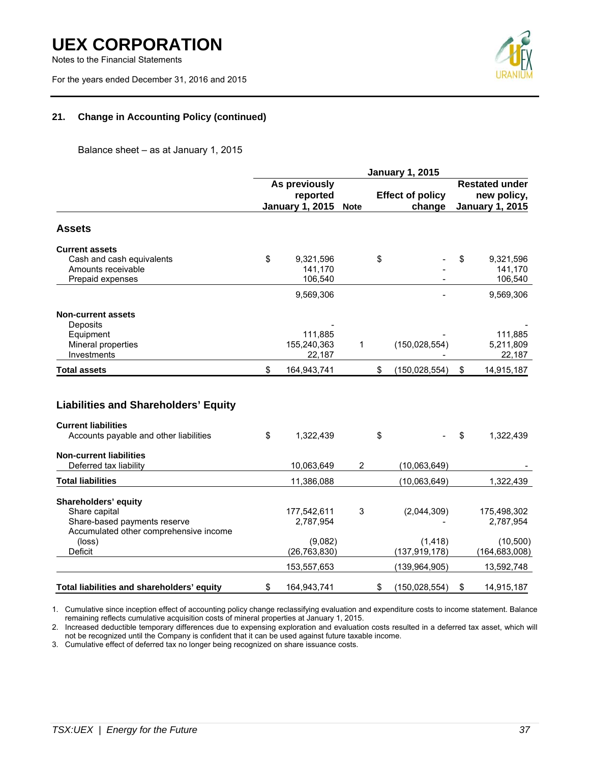## 21. Change in Accounting Policy (continued)

Balance sheet – as at January 1, 2015

| | January 1, 2015 | | | |
|---|---|---|---|---|
| | As previously reported January 1, 2015 | Note | Effect of policy change | Restated under new policy, January 1, 2015 |
| **Assets** | | | | |
| **Current assets** | | | | |
| Cash and cash equivalents | $ 9,321,596 | | $ - | $ 9,321,596 |
| Amounts receivable | 141,170 | | - | 141,170 |
| Prepaid expenses | 106,540 | | - | 106,540 |
| | 9,569,306 | | - | 9,569,306 |
| **Non-current assets** | | | | |
| Deposits | - | | | - |
| Equipment | 111,885 | | - | 111,885 |
| Mineral properties | 155,240,363 | 1 | (150,028,554) | 5,211,809 |
| Investments | 22,187 | | - | 22,187 |
| **Total assets** | $ 164,943,741 | | $ (150,028,554) | $ 14,915,187 |
| **Liabilities and Shareholders' Equity** | | | | |
| **Current liabilities** | | | | |
| Accounts payable and other liabilities | $ 1,322,439 | | $ - | $ 1,322,439 |
| **Non-current liabilities** | | | | |
| Deferred tax liability | 10,063,649 | 2 | (10,063,649) | - |
| **Total liabilities** | 11,386,088 | | (10,063,649) | 1,322,439 |
| **Shareholders' equity** | | | | |
| Share capital | 177,542,611 | 3 | (2,044,309) | 175,498,302 |
| Share-based payments reserve | 2,787,954 | | - | 2,787,954 |
| Accumulated other comprehensive income (loss) | (9,082) | | (1,418) | (10,500) |
| Deficit | (26,763,830) | | (137,919,178) | (164,683,008) |
| | 153,557,653 | | (139,964,905) | 13,592,748 |
| **Total liabilities and shareholders' equity** | $ 164,943,741 | | $ (150,028,554) | $ 14,915,187 |

1. Cumulative since inception effect of accounting policy change reclassifying evaluation and expenditure costs to income statement. Balance remaining reflects cumulative acquisition costs of mineral properties at January 1, 2015.
2. Increased deductible temporary differences due to expensing exploration and evaluation costs resulted in a deferred tax asset, which will not be recognized until the Company is confident that it can be used against future taxable income.
3. Cumulative effect of deferred tax no longer being recognized on share issuance costs.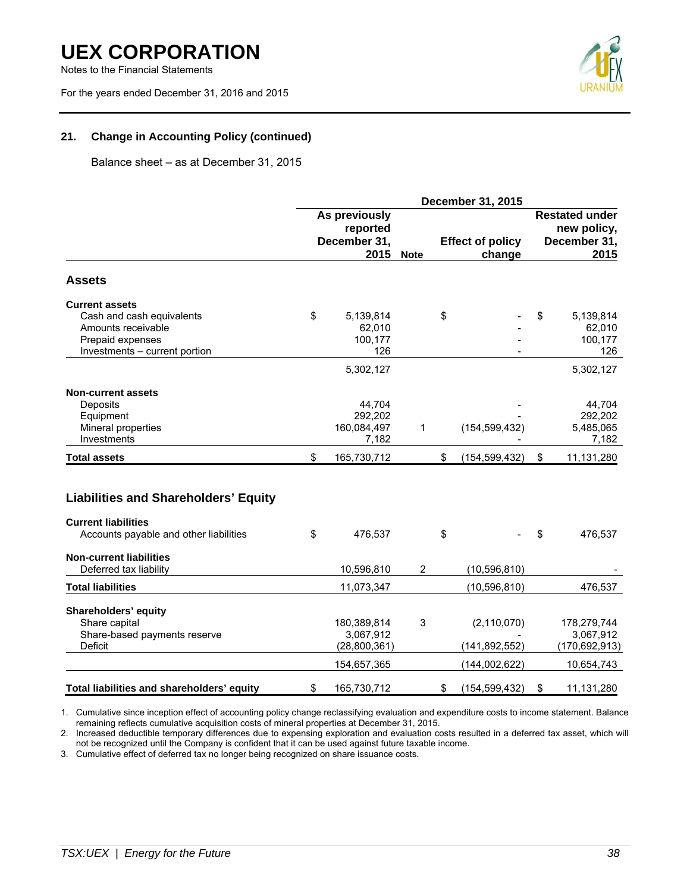### 21. Change in Accounting Policy (continued)

Balance sheet – as at December 31, 2015

| | December 31, 2015 | | | |
|---|---|---|---|---|
| | As previously reported December 31, 2015 | Note | Effect of policy change | Restated under new policy, December 31, 2015 |
| **Assets** | | | | |
| **Current assets** | | | | |
| Cash and cash equivalents | $ 5,139,814 | | $ - | $ 5,139,814 |
| Amounts receivable | 62,010 | | - | 62,010 |
| Prepaid expenses | 100,177 | | - | 100,177 |
| Investments – current portion | 126 | | - | 126 |
| | 5,302,127 | | | 5,302,127 |
| **Non-current assets** | | | | |
| Deposits | 44,704 | | - | 44,704 |
| Equipment | 292,202 | | - | 292,202 |
| Mineral properties | 160,084,497 | 1 | (154,599,432) | 5,485,065 |
| Investments | 7,182 | | - | 7,182 |
| **Total assets** | $ 165,730,712 | | $ (154,599,432) | $ 11,131,280 |
| **Liabilities and Shareholders' Equity** | | | | |
| **Current liabilities** | | | | |
| Accounts payable and other liabilities | $ 476,537 | | $ - | $ 476,537 |
| **Non-current liabilities** | | | | |
| Deferred tax liability | 10,596,810 | 2 | (10,596,810) | - |
| **Total liabilities** | 11,073,347 | | (10,596,810) | 476,537 |
| **Shareholders' equity** | | | | |
| Share capital | 180,389,814 | 3 | (2,110,070) | 178,279,744 |
| Share-based payments reserve | 3,067,912 | | - | 3,067,912 |
| Deficit | (28,800,361) | | (141,892,552) | (170,692,913) |
| | 154,657,365 | | (144,002,622) | 10,654,743 |
| **Total liabilities and shareholders' equity** | $ 165,730,712 | | $ (154,599,432) | $ 11,131,280 |

1. Cumulative since inception effect of accounting policy change reclassifying evaluation and expenditure costs to income statement. Balance remaining reflects cumulative acquisition costs of mineral properties at December 31, 2015.
2. Increased deductible temporary differences due to expensing exploration and evaluation costs resulted in a deferred tax asset, which will not be recognized until the Company is confident that it can be used against future taxable income.
3. Cumulative effect of deferred tax no longer being recognized on share issuance costs.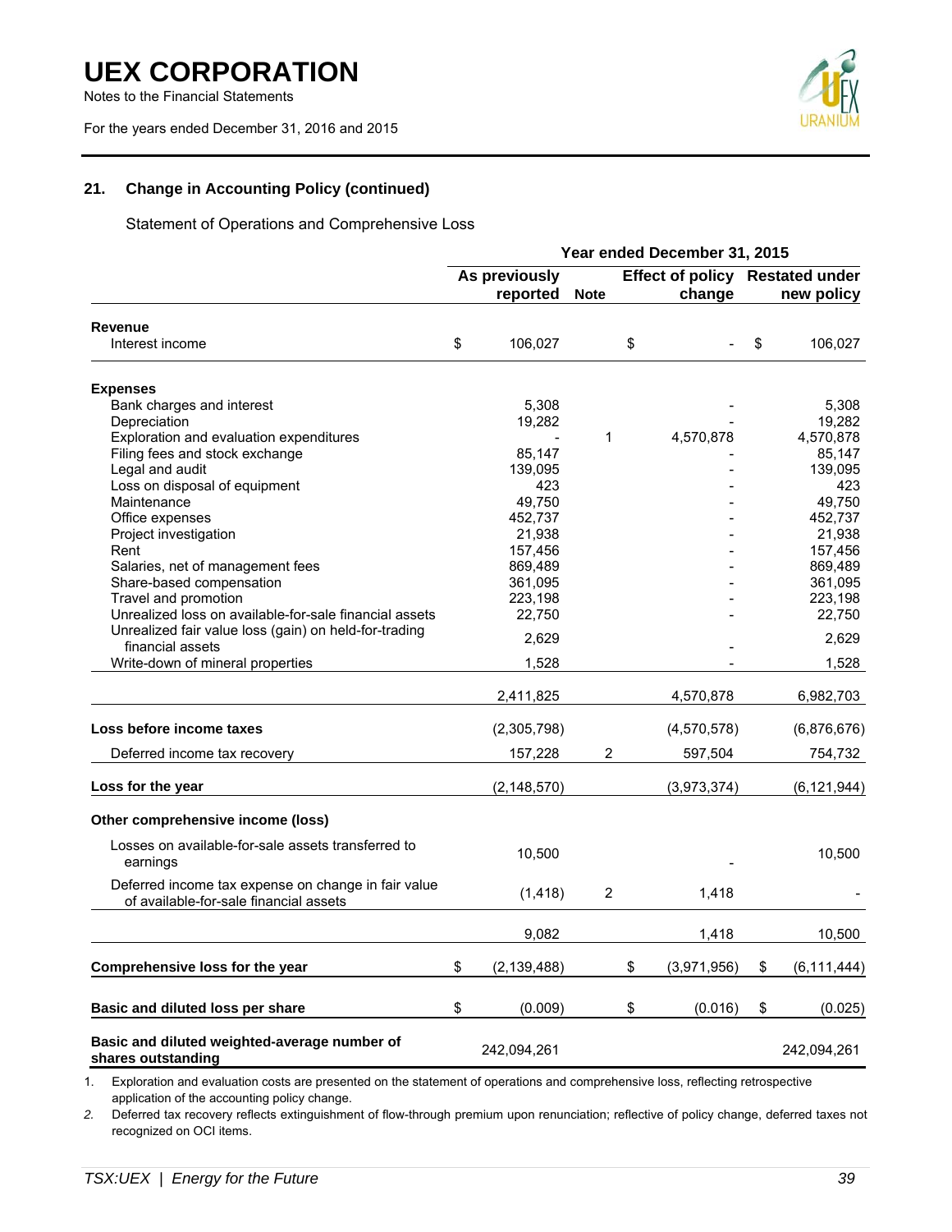## 21. Change in Accounting Policy (continued)

Statement of Operations and Comprehensive Loss

| | Year ended December 31, 2015 | | | |
|---|---|---|---|---|
| | As previously reported | Note | Effect of policy change | Restated under new policy |
| **Revenue** | | | | |
| Interest income | $ 106,027 | | $ - | $ 106,027 |
| **Expenses** | | | | |
| Bank charges and interest | 5,308 | | - | 5,308 |
| Depreciation | 19,282 | | - | 19,282 |
| Exploration and evaluation expenditures | - | 1 | 4,570,878 | 4,570,878 |
| Filing fees and stock exchange | 85,147 | | - | 85,147 |
| Legal and audit | 139,095 | | - | 139,095 |
| Loss on disposal of equipment | 423 | | - | 423 |
| Maintenance | 49,750 | | - | 49,750 |
| Office expenses | 452,737 | | - | 452,737 |
| Project investigation | 21,938 | | - | 21,938 |
| Rent | 157,456 | | - | 157,456 |
| Salaries, net of management fees | 869,489 | | - | 869,489 |
| Share-based compensation | 361,095 | | - | 361,095 |
| Travel and promotion | 223,198 | | - | 223,198 |
| Unrealized loss on available-for-sale financial assets | 22,750 | | - | 22,750 |
| Unrealized fair value loss (gain) on held-for-trading financial assets | 2,629 | | - | 2,629 |
| Write-down of mineral properties | 1,528 | | - | 1,528 |
| | 2,411,825 | | 4,570,878 | 6,982,703 |
| **Loss before income taxes** | (2,305,798) | | (4,570,578) | (6,876,676) |
| Deferred income tax recovery | 157,228 | 2 | 597,504 | 754,732 |
| **Loss for the year** | (2,148,570) | | (3,973,374) | (6,121,944) |
| **Other comprehensive income (loss)** | | | | |
| Losses on available-for-sale assets transferred to earnings | 10,500 | | - | 10,500 |
| Deferred income tax expense on change in fair value of available-for-sale financial assets | (1,418) | 2 | 1,418 | - |
| | 9,082 | | 1,418 | 10,500 |
| **Comprehensive loss for the year** | $ (2,139,488) | | $ (3,971,956) | $ (6,111,444) |
| **Basic and diluted loss per share** | $ (0.009) | | $ (0.016) | $ (0.025) |
| **Basic and diluted weighted-average number of shares outstanding** | 242,094,261 | | | 242,094,261 |

1. Exploration and evaluation costs are presented on the statement of operations and comprehensive loss, reflecting retrospective application of the accounting policy change.
2. Deferred tax recovery reflects extinguishment of flow-through premium upon renunciation; reflective of policy change, deferred taxes not recognized on OCI items.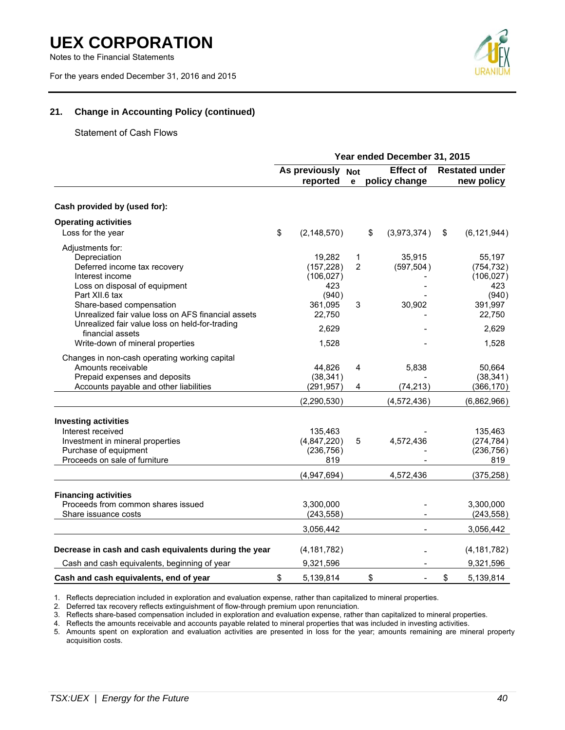## 21. Change in Accounting Policy (continued)

Statement of Cash Flows

| | Year ended December 31, 2015 | | | |
|---|---|---|---|---|
| | As previously reported | Note | Effect of policy change | Restated under new policy |
| **Cash provided by (used for):** | | | | |
| **Operating activities** | | | | |
| Loss for the year | $ (2,148,570) | | $ (3,973,374) | $ (6,121,944) |
| Adjustments for: | | | | |
| Depreciation | 19,282 | 1 | 35,915 | 55,197 |
| Deferred income tax recovery | (157,228) | 2 | (597,504) | (754,732) |
| Interest income | (106,027) | | - | (106,027) |
| Loss on disposal of equipment | 423 | | - | 423 |
| Part XII.6 tax | (940) | | - | (940) |
| Share-based compensation | 361,095 | 3 | 30,902 | 391,997 |
| Unrealized fair value loss on AFS financial assets | 22,750 | | - | 22,750 |
| Unrealized fair value loss on held-for-trading financial assets | 2,629 | | - | 2,629 |
| Write-down of mineral properties | 1,528 | | - | 1,528 |
| Changes in non-cash operating working capital | | | | |
| Amounts receivable | 44,826 | 4 | 5,838 | 50,664 |
| Prepaid expenses and deposits | (38,341) | | - | (38,341) |
| Accounts payable and other liabilities | (291,957) | 4 | (74,213) | (366,170) |
| | (2,290,530) | | (4,572,436) | (6,862,966) |
| **Investing activities** | | | | |
| Interest received | 135,463 | | - | 135,463 |
| Investment in mineral properties | (4,847,220) | 5 | 4,572,436 | (274,784) |
| Purchase of equipment | (236,756) | | - | (236,756) |
| Proceeds on sale of furniture | 819 | | - | 819 |
| | (4,947,694) | | 4,572,436 | (375,258) |
| **Financing activities** | | | | |
| Proceeds from common shares issued | 3,300,000 | | - | 3,300,000 |
| Share issuance costs | (243,558) | | - | (243,558) |
| | 3,056,442 | | - | 3,056,442 |
| **Decrease in cash and cash equivalents during the year** | (4,181,782) | | - | (4,181,782) |
| Cash and cash equivalents, beginning of year | 9,321,596 | | - | 9,321,596 |
| **Cash and cash equivalents, end of year** | $ 5,139,814 | | $ - | $ 5,139,814 |

1. Reflects depreciation included in exploration and evaluation expense, rather than capitalized to mineral properties.
2. Deferred tax recovery reflects extinguishment of flow-through premium upon renunciation.
3. Reflects share-based compensation included in exploration and evaluation expense, rather than capitalized to mineral properties.
4. Reflects the amounts receivable and accounts payable related to mineral properties that was included in investing activities.
5. Amounts spent on exploration and evaluation activities are presented in loss for the year; amounts remaining are mineral property acquisition costs.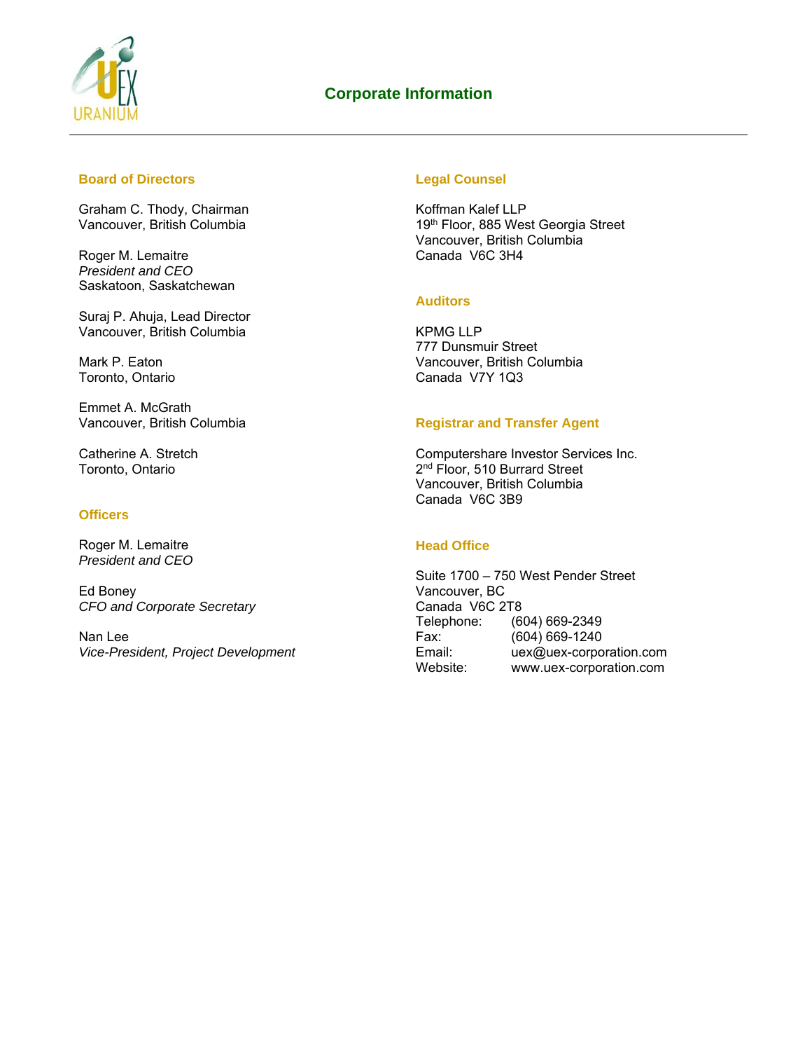# Corporate Information

### Board of Directors

Graham C. Thody, Chairman
Vancouver, British Columbia

Roger M. Lemaitre
*President and CEO*
Saskatoon, Saskatchewan

Suraj P. Ahuja, Lead Director
Vancouver, British Columbia

Mark P. Eaton
Toronto, Ontario

Emmet A. McGrath
Vancouver, British Columbia

Catherine A. Stretch
Toronto, Ontario

### Officers

Roger M. Lemaitre
*President and CEO*

Ed Boney
*CFO and Corporate Secretary*

Nan Lee
*Vice-President, Project Development*

### Legal Counsel

Koffman Kalef LLP
19th Floor, 885 West Georgia Street
Vancouver, British Columbia
Canada V6C 3H4

### Auditors

KPMG LLP
777 Dunsmuir Street
Vancouver, British Columbia
Canada V7Y 1Q3

### Registrar and Transfer Agent

Computershare Investor Services Inc.
2nd Floor, 510 Burrard Street
Vancouver, British Columbia
Canada V6C 3B9

### Head Office

Suite 1700 – 750 West Pender Street
Vancouver, BC
Canada V6C 2T8
Telephone: (604) 669-2349
Fax: (604) 669-1240
Email: uex@uex-corporation.com
Website: www.uex-corporation.com